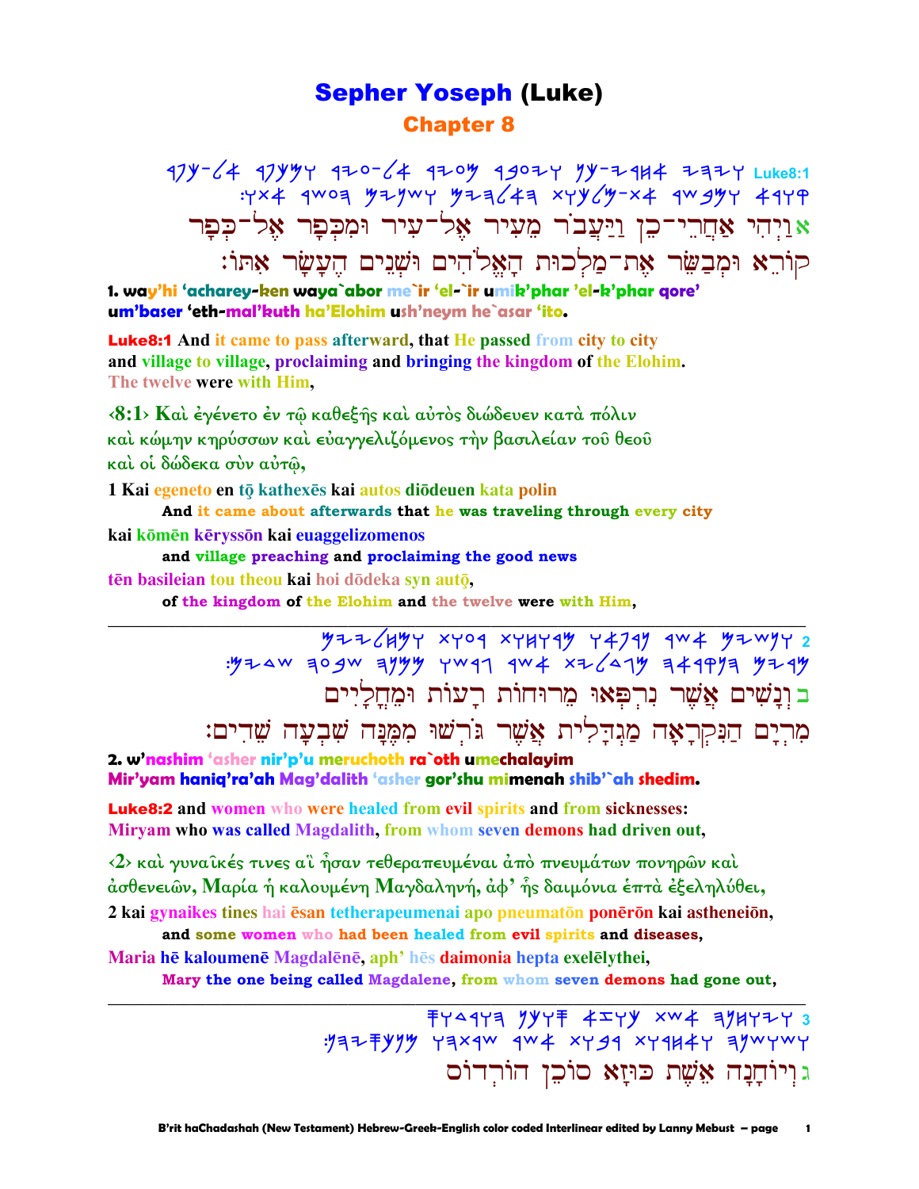# Sepher Yoseph (Luke)

## Chapter 8

Luke8:1

א וַיְהִי אַחֲרֵי־כֵן וַיַּעֲבֹר מֵעִיר אֶל־עִיר וּמִכְּפָר אֶל־כְּפָר קוֹרֵא וּמְבַשֵּׂר אֶת־מַלְכוּת הָאֱלֹהִים וּשְׁנֵים הֶעָשָׂר אִתּוֹ׃

**1. way'hi 'acharey-ken waya`abor me`ir 'el-`ir umik'phar 'el-k'phar qore' um'baser 'eth-mal'kuth ha'Elohim ush'neym he`asar 'ito.**

**Luke8:1** And it came to pass afterward, that He passed from city to city and village to village, proclaiming and bringing the kingdom of the Elohim. The twelve were with Him,

‹8:1› Καὶ ἐγένετο ἐν τῷ καθεξῆς καὶ αὐτὸς διώδευεν κατὰ πόλιν καὶ κώμην κηρύσσων καὶ εὐαγγελιζόμενος τὴν βασιλείαν τοῦ θεοῦ καὶ οἱ δώδεκα σὺν αὐτῷ,

1 Kai egeneto en tō kathexēs kai autos diōdeuen kata polin
  **And it came about afterwards that he was traveling through every city**
kai kōmēn kēryssōn kai euaggelizomenos
  **and village preaching and proclaiming the good news**
tēn basileian tou theou kai hoi dōdeka syn autō,
  **of the kingdom of the Elohim and the twelve were with Him,**

---

2

ב וְנָשִׁים אֲשֶׁר נִרְפְּאוּ מֵרוּחוֹת רָעוֹת וּמֵחֳלָיִים מִרְיָם הַנִּקְרָאָה מַגְדָּלִית אֲשֶׁר גֹּרְשׁוּ מִמֶּנָּה שִׁבְעָה שֵׁדִים׃

**2. w'nashim 'asher nir'p'u meruchoth ra`oth umechalayim Mir'yam haniq'ra'ah Mag'dalith 'asher gor'shu mimenah shib'`ah shedim.**

**Luke8:2** and women who were healed from evil spirits and from sicknesses: Miryam who was called Magdalith, from whom seven demons had driven out,

‹2› καὶ γυναῖκές τινες αἳ ἦσαν τεθεραπευμέναι ἀπὸ πνευμάτων πονηρῶν καὶ ἀσθενειῶν, Μαρία ἡ καλουμένη Μαγδαληνή, ἀφ' ἧς δαιμόνια ἑπτὰ ἐξεληλύθει,

2 kai gynaikes tines hai ēsan tetherapeumenai apo pneumatōn ponērōn kai astheneiōn,
  **and some women who had been healed from evil spirits and diseases,**
Maria hē kaloumenē Magdalēnē, aph' hēs daimonia hepta exelēlythei,
  **Mary the one being called Magdalene, from whom seven demons had gone out,**

---

3

ג וְיוֹחָנָה אֵשֶׁת כּוּזָא סוֹכֵן הוֹרְדוֹס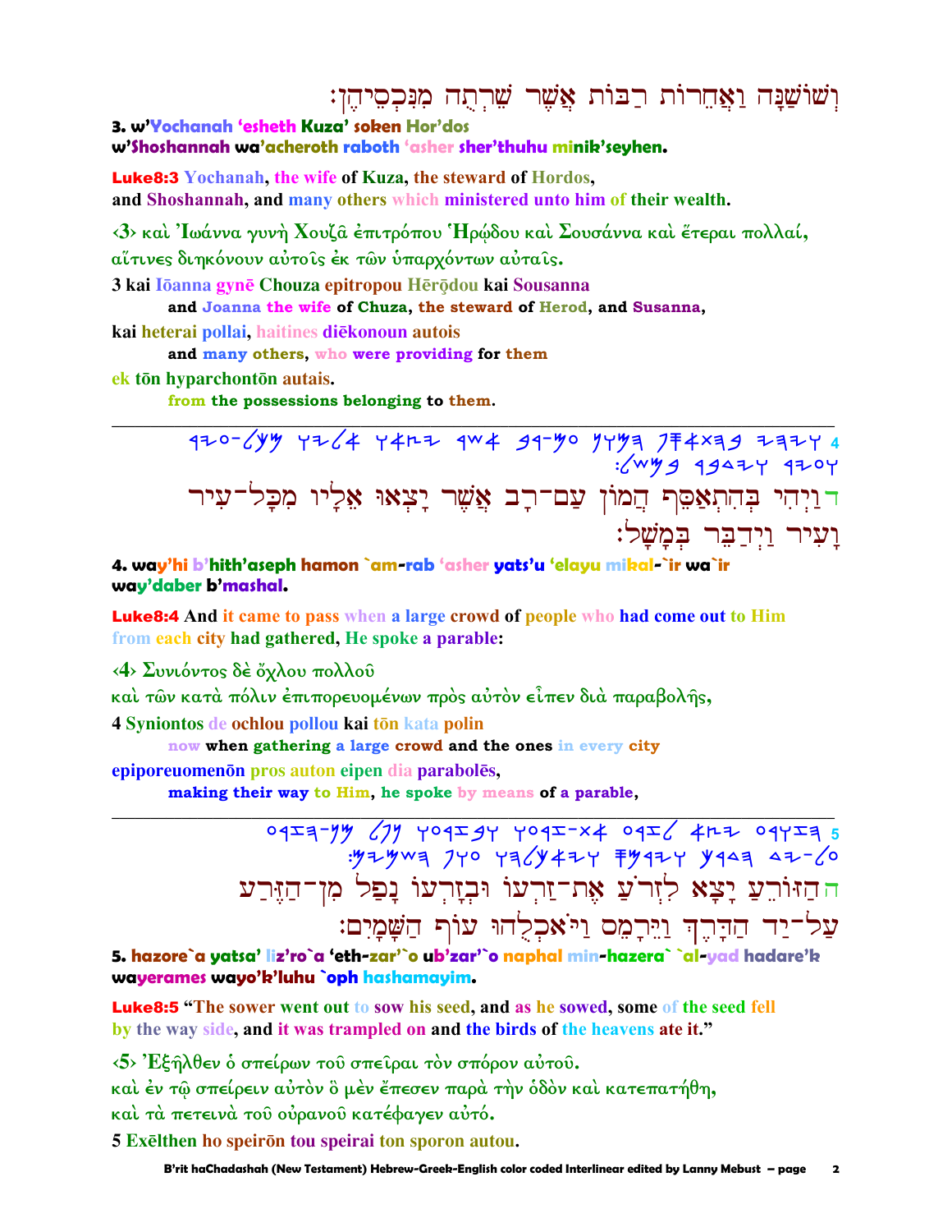וְשׁוֹשַׁנָּה וַאֲחֵרוֹת רַבּוֹת אֲשֶׁר שֵׁרְתֻהוּ מִנִּכְסֵיהֶן׃

**3. w'Yochanah 'esheth Kuza' soken Hor'dos**
**w'Shoshannah wa'acheroth raboth 'asher sher'thuhu minik'seyhen.**

**Luke8:3** Yochanah, the wife of Kuza, the steward of Hordos,
and Shoshannah, and many others which ministered unto him of their wealth.

‹3› καὶ Ἰωάννα γυνὴ Χουζᾶ ἐπιτρόπου Ἡρῴδου καὶ Σουσάννα καὶ ἕτεραι πολλαί,
αἵτινες διηκόνουν αὐτοῖς ἐκ τῶν ὑπαρχόντων αὐταῖς.

3 kai Iōanna gynē Chouza epitropou Hērōdou kai Sousanna
and Joanna the wife of Chuza, the steward of Herod, and Susanna,
kai heterai pollai, haitines diēkonoun autois
and many others, who were providing for them
ek tōn hyparchontōn autais.
from the possessions belonging to them.

---

4 ויהי בהתאסף המון עם־רב אשר יצאו אליו מכל־עיר ועיר וידבר במשל׃

דוַיְהִי בְּהִתְאַסֵּף הֲמוֹן עַם־רָב אֲשֶׁר יָצְאוּ אֵלָיו מִכָּל־עִיר וָעִיר וַיְדַבֵּר בְּמָשָׁל׃

**4. way'hi b'hith'aseph hamon `am-rab 'asher yats'u 'elayu mikal-`ir wa`ir way'daber b'mashal.**

**Luke8:4** And it came to pass when a large crowd of people who had come out to Him from each city had gathered, He spoke a parable:

‹4› Συνιόντος δὲ ὄχλου πολλοῦ
καὶ τῶν κατὰ πόλιν ἐπιπορευομένων πρὸς αὐτὸν εἶπεν διὰ παραβολῆς,

4 Syniontos de ochlou pollou kai tōn kata polin
now when gathering a large crowd and the ones in every city
epiporeuomenōn pros auton eipen dia parabolēs,
making their way to Him, he spoke by means of a parable,

---

5 הזורע יצא לזרע את־זרעו ובזרעו נפל מן־הזרע על־יד הדרך ויירמס ויאכלהו עוף השמים׃

ההַזּוֹרֵעַ יָצָא לִזְרֹעַ אֶת־זַרְעוֹ וּבְזָרְעוֹ נָפַל מִן־הַזֶּרַע עַל־יַד הַדָּרֶךְ וַיֵּרָמֵס וַיֹּאכְלֻהוּ עוֹף הַשָּׁמָיִם׃

**5. hazore`a yatsa' liz'ro`a 'eth-zar'`o ub'zar'`o naphal min-hazera` `al-yad hadare'k wayerames wayo'k'luhu `oph hashamayim.**

**Luke8:5** "The sower went out to sow his seed, and as he sowed, some of the seed fell by the way side, and it was trampled on and the birds of the heavens ate it."

‹5› Ἐξῆλθεν ὁ σπείρων τοῦ σπεῖραι τὸν σπόρον αὐτοῦ.
καὶ ἐν τῷ σπείρειν αὐτὸν ὃ μὲν ἔπεσεν παρὰ τὴν ὁδὸν καὶ κατεπατήθη,
καὶ τὰ πετεινὰ τοῦ οὐρανοῦ κατέφαγεν αὐτό.

5 Exēlthen ho speirōn tou speirai ton sporon autou.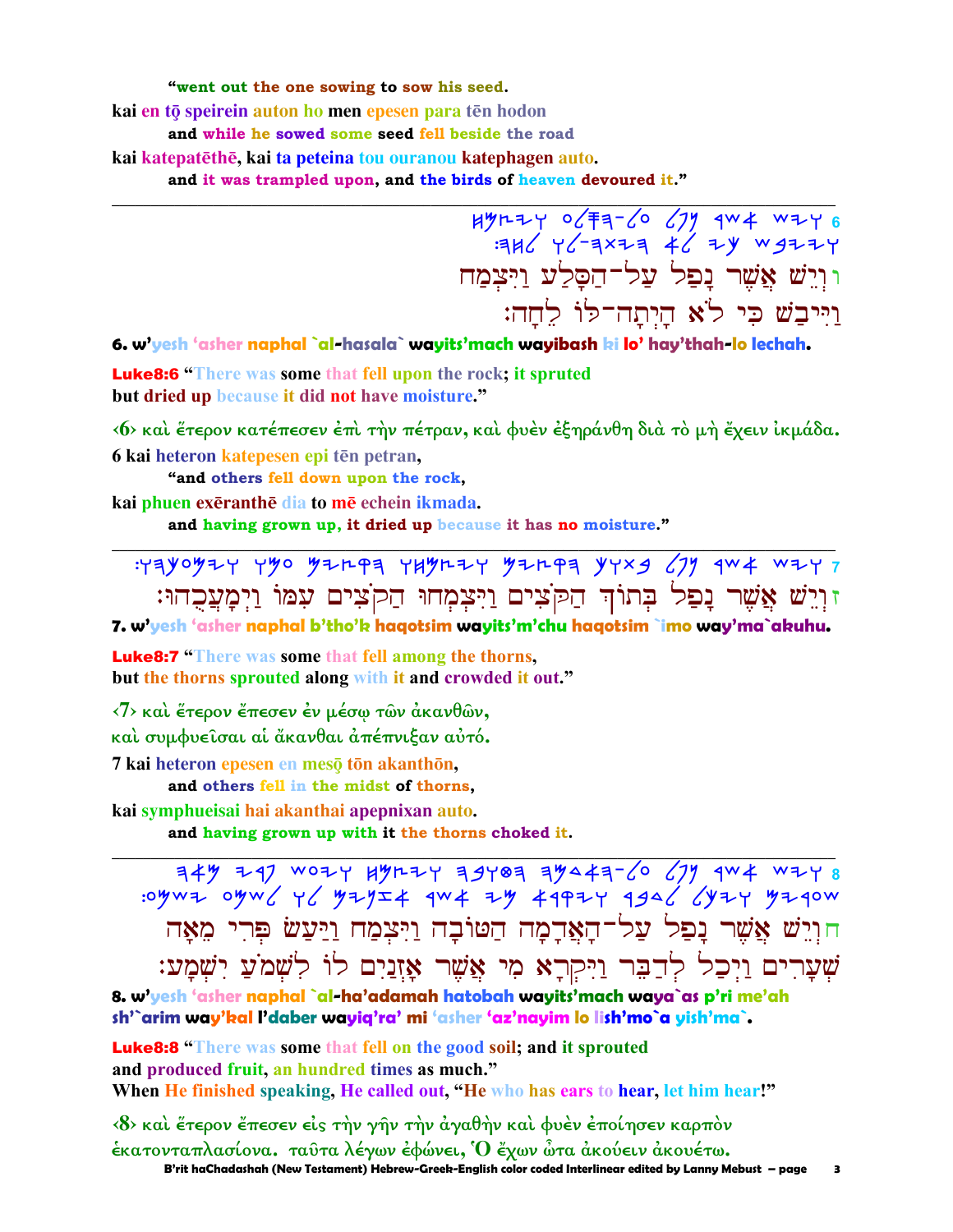"went out the one sowing to sow his seed.

kai en tō speirein auton ho men epesen para tēn hodon

and while he sowed some seed fell beside the road

kai katepatēthē, kai ta peteina tou ouranou katephagen auto.

and it was trampled upon, and the birds of heaven devoured it."

---

6 ויש אשר נפל על-הסלע ויצמח ויבש כי לא היתה-לו לחה:

ו וְיֵשׁ אֲשֶׁר נָפַל עַל-הַסָּלַע וַיִּצְמַח וַיִּיבַשׁ כִּי לֹא הָיְתָה-לּוֹ לֵחָה:

**6. w'yesh 'asher naphal `al-hasala` wayits'mach wayibash ki lo' hay'thah-lo lechah.**

**Luke8:6** "There was some that fell upon the rock; it spruted but dried up because it did not have moisture."

‹6› καὶ ἕτερον κατέπεσεν ἐπὶ τὴν πέτραν, καὶ φυὲν ἐξηράνθη διὰ τὸ μὴ ἔχειν ἰκμάδα.

6 kai heteron katepesen epi tēn petran,

"and others fell down upon the rock,

kai phuen exēranthē dia to mē echein ikmada.

and having grown up, it dried up because it has no moisture."

---

7 ויש אשר נפל בתוך הקצים ויצמחו הקצים עמו ויעכהו:

ז וְיֵשׁ אֲשֶׁר נָפַל בְּתוֹךְ הַקֹּצִים וַיִּצְמְחוּ הַקֹּצִים עִמּוֹ וַיְמָעֲכֻהוּ:

**7. w'yesh 'asher naphal b'tho'k haqotsim wayits'm'chu haqotsim `imo way'ma`akuhu.**

**Luke8:7** "There was some that fell among the thorns, but the thorns sprouted along with it and crowded it out."

‹7› καὶ ἕτερον ἔπεσεν ἐν μέσῳ τῶν ἀκανθῶν, καὶ συμφυεῖσαι αἱ ἄκανθαι ἀπέπνιξαν αὐτό.

7 kai heteron epesen en mesō tōn akanthōn,

and others fell in the midst of thorns,

kai symphueisai hai akanthai apepnixan auto.

and having grown up with it the thorns choked it.

---

8 ויש אשר נפל על-האדמה הטובה ויצמח ויעש פרי מאה שערים ויכל לדבר ויקרא מי אשר אזנים לו לשמע ישמע:

ח וְיֵשׁ אֲשֶׁר נָפַל עַל-הָאֲדָמָה הַטּוֹבָה וַיִּצְמַח וַיַּעַשׂ פְּרִי מֵאָה שְׁעָרִים וַיְכַל לְדַבֵּר וַיִּקְרָא מִי אֲשֶׁר אָזְנַיִם לוֹ לִשְׁמֹעַ יִשְׁמָע:

**8. w'yesh 'asher naphal `al-ha'adamah hatobah wayits'mach waya`as p'ri me'ah sh'`arim way'kal l'daber wayiq'ra' mi 'asher 'az'nayim lo lish'mo`a yish'ma`.**

**Luke8:8** "There was some that fell on the good soil; and it sprouted and produced fruit, an hundred times as much."
When He finished speaking, He called out, "He who has ears to hear, let him hear!"

‹8› καὶ ἕτερον ἔπεσεν εἰς τὴν γῆν τὴν ἀγαθὴν καὶ φυὲν ἐποίησεν καρπὸν ἑκατονταπλασίονα. ταῦτα λέγων ἐφώνει, Ὁ ἔχων ὦτα ἀκούειν ἀκουέτω.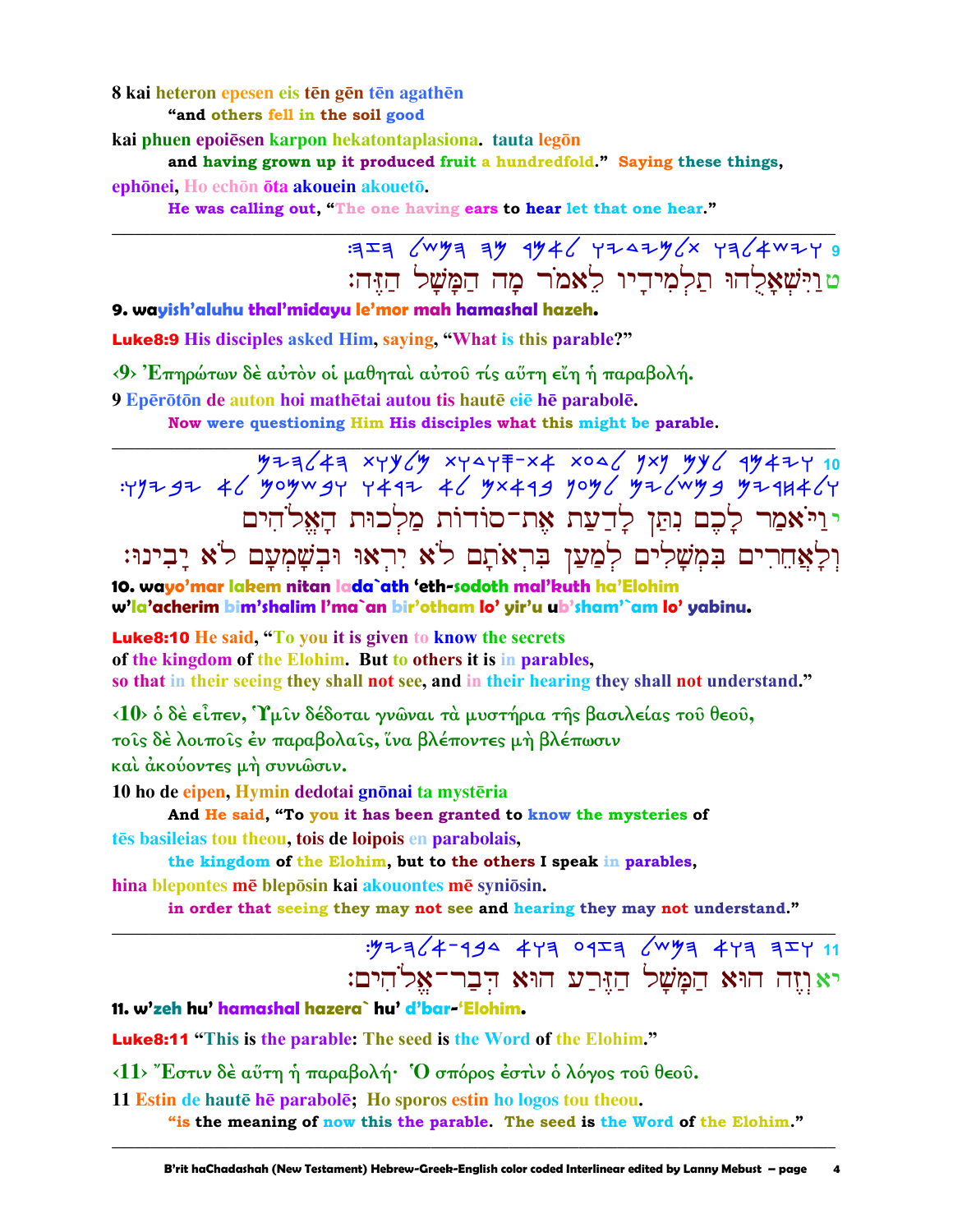8 kai heteron epesen eis tēn gēn tēn agathēn

"and others fell in the soil good

kai phuen epoiēsen karpon hekatontaplasiona. tauta legōn

and having grown up it produced fruit a hundredfold." Saying these things,

ephōnei, Ho echōn ōta akouein akouetō.

He was calling out, "The one having ears to hear let that one hear."

---

ט וַיִּשְׁאָלֻהוּ תַלְמִידָיו לֵאמֹר מָה הַמָּשָׁל הַזֶּה׃

**9. wayish'aluhu thal'midayu le'mor mah hamashal hazeh.**

Luke8:9 His disciples asked Him, saying, "What is this parable?"

‹9› Ἐπηρώτων δὲ αὐτὸν οἱ μαθηταὶ αὐτοῦ τίς αὕτη εἴη ἡ παραβολή.

9 Epērōtōn de auton hoi mathētai autou tis hautē eiē hē parabolē.

Now were questioning Him His disciples what this might be parable.

---

י וַיֹּאמַר לָכֶם נִתַּן לָדַעַת אֶת־סוֹדוֹת מַלְכוּת הָאֱלֹהִים
וְלָאֲחֵרִים בִּמְשָׁלִים לְמַעַן בִּרְאֹתָם לֹא יִרְאוּ וּבְשָׁמְעָם לֹא יָבִינוּ׃

**10. wayo'mar lakem nitan lada`ath 'eth-sodoth mal'kuth ha'Elohim w'la'acherim bim'shalim l'ma`an bir'otham lo' yir'u ub'sham'`am lo' yabinu.**

Luke8:10 He said, "To you it is given to know the secrets of the kingdom of the Elohim. But to others it is in parables, so that in their seeing they shall not see, and in their hearing they shall not understand."

‹10› ὁ δὲ εἶπεν, Ὑμῖν δέδοται γνῶναι τὰ μυστήρια τῆς βασιλείας τοῦ θεοῦ, τοῖς δὲ λοιποῖς ἐν παραβολαῖς, ἵνα βλέποντες μὴ βλέπωσιν καὶ ἀκούοντες μὴ συνιῶσιν.

10 ho de eipen, Hymin dedotai gnōnai ta mystēria

And He said, "To you it has been granted to know the mysteries of

tēs basileias tou theou, tois de loipois en parabolais,

the kingdom of the Elohim, but to the others I speak in parables,

hina blepontes mē blepōsin kai akouontes mē syniōsin.

in order that seeing they may not see and hearing they may not understand."

---

יא וְזֶה הוּא הַמָּשָׁל הַזֶּרַע הוּא דְּבַר־אֱלֹהִים׃

**11. w'zeh hu' hamashal hazera` hu' d'bar-'Elohim.**

Luke8:11 "This is the parable: The seed is the Word of the Elohim."

‹11› Ἔστιν δὲ αὕτη ἡ παραβολή· Ὁ σπόρος ἐστὶν ὁ λόγος τοῦ θεοῦ.

11 Estin de hautē hē parabolē; Ho sporos estin ho logos tou theou.

"is the meaning of now this the parable. The seed is the Word of the Elohim."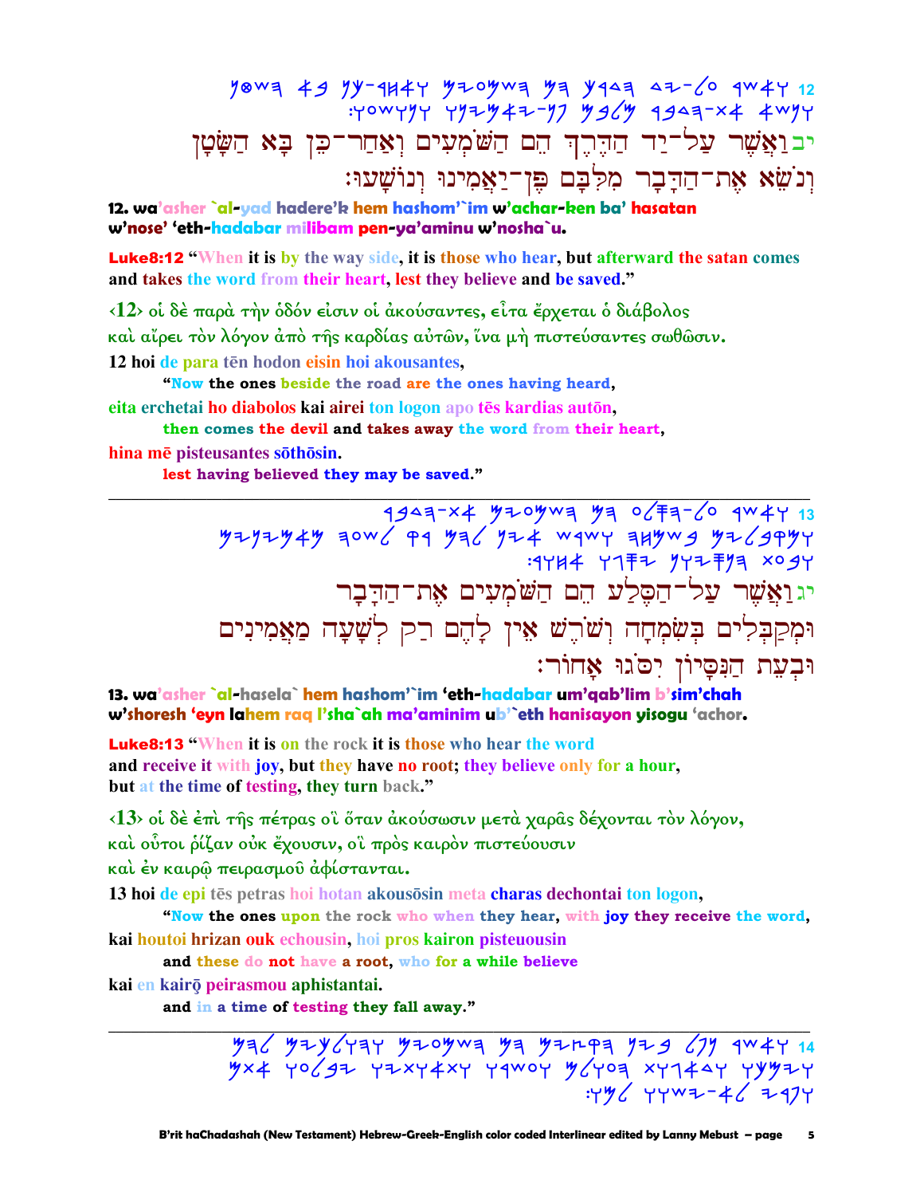12 ואשר על-יד הדרך הם השמעים ואחר-כן בא השטן ונשא את-הדבר מלבם פן-יאמינו ונושעו׃

יב וַאֲשֶׁר עַל־יַד הַדֶּרֶךְ הֵם הַשֹּׁמְעִים וְאַחַר־כֵּן בָּא הַשָּׂטָן וְנֹשֵׂא אֶת־הַדָּבָר מִלִּבָּם פֶּן־יַאֲמִינוּ וְנוֹשָׁעוּ׃

**12. wa'asher `al-yad hadere'k hem hashom'`im w'achar-ken ba' hasatan w'nose' 'eth-hadabar milibam pen-ya'aminu w'nosha`u.**

**Luke8:12** "When it is by the way side, it is those who hear, but afterward the satan comes and takes the word from their heart, lest they believe and be saved."

‹12› οἱ δὲ παρὰ τὴν ὁδόν εἰσιν οἱ ἀκούσαντες, εἶτα ἔρχεται ὁ διάβολος καὶ αἴρει τὸν λόγον ἀπὸ τῆς καρδίας αὐτῶν, ἵνα μὴ πιστεύσαντες σωθῶσιν.

12 hoi de para tēn hodon eisin hoi akousantes,
**"Now the ones beside the road are the ones having heard,**
eita erchetai ho diabolos kai airei ton logon apo tēs kardias autōn,
**then comes the devil and takes away the word from their heart,**
hina mē pisteusantes sōthōsin.
**lest having believed they may be saved."**

---

13 ואשר על-הסלע הם השמעים את-הדבר ומקבלים בשמחה ושרש אין להם רק לשעה מאמינים ובעת הנסיון יסגו אחור׃

יג וַאֲשֶׁר עַל־הַסֶּלַע הֵם הַשֹּׁמְעִים אֶת־הַדָּבָר וּמְקַבְּלִים בְּשִׂמְחָה וְשֹׁרֶשׁ אֵין לָהֶם רַק לְשָׁעָה מַאֲמִינִים וּבְעֵת הַנִּסָּיוֹן יִסֹּגוּ אָחוֹר׃

**13. wa'asher `al-hasela` hem hashom'`im 'eth-hadabar um'qab'lim b'sim'chah w'shoresh 'eyn lahem raq l'sha`ah ma'aminim ub'`eth hanisayon yisogu 'achor.**

**Luke8:13** "When it is on the rock it is those who hear the word and receive it with joy, but they have no root; they believe only for a hour, but at the time of testing, they turn back."

‹13› οἱ δὲ ἐπὶ τῆς πέτρας οἳ ὅταν ἀκούσωσιν μετὰ χαρᾶς δέχονται τὸν λόγον, καὶ οὗτοι ῥίζαν οὐκ ἔχουσιν, οἳ πρὸς καιρὸν πιστεύουσιν καὶ ἐν καιρῷ πειρασμοῦ ἀφίστανται.

13 hoi de epi tēs petras hoi hotan akousōsin meta charas dechontai ton logon,
**"Now the ones upon the rock who when they hear, with joy they receive the word,**
kai houtoi hrizan ouk echousin, hoi pros kairon pisteuousin
**and these do not have a root, who for a while believe**
kai en kairō peirasmou aphistantai.
**and in a time of testing they fall away."**

---

14 ואשר נפל בין הקצים הם השמעים והולכים להם ויכמו בדאגות ועשר ותאותו בחייהם ואת פרי לא-ישוו לם׃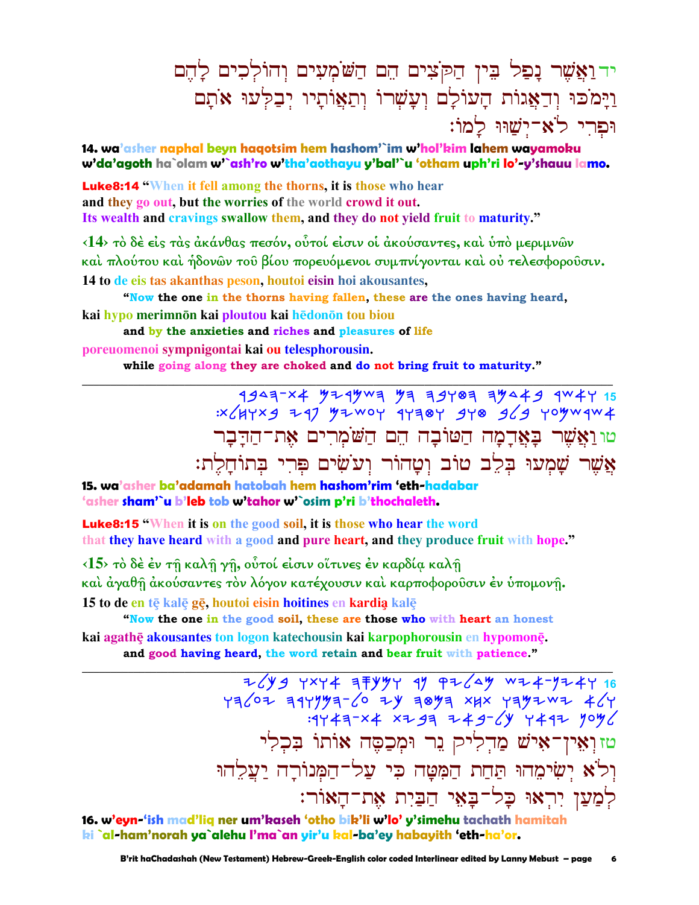יד וַאֲשֶׁר נָפַל בֵּין הַקֹּצִים הֵם הַשֹּׁמְעִים וְהוֹלְכִים לָהֶם וַיָּמֹכוּ וְדַאֲגוֹת הָעוֹלָם וְעָשְׁרוֹ וְתַאֲוֹתָיו יְבַלְּעוּ אֹתָם וּפְרִי לֹא־יְשַׁוּוּ לָמוֹ׃

**14. wa'asher naphal beyn haqotsim hem hashom'`im w'hol'kim lahem wayamoku w'da'agoth ha`olam w'`ash'ro w'tha'aothayu y'bal'`u 'otham uph'ri lo'-y'shauu lamo.**

**Luke8:14** "When it fell among the thorns, it is those who hear and they go out, but the worries of the world crowd it out. Its wealth and cravings swallow them, and they do not yield fruit to maturity."

‹14› τὸ δὲ εἰς τὰς ἀκάνθας πεσόν, οὗτοί εἰσιν οἱ ἀκούσαντες, καὶ ὑπὸ μεριμνῶν καὶ πλούτου καὶ ἡδονῶν τοῦ βίου πορευόμενοι συμπνίγονται καὶ οὐ τελεσφοροῦσιν.

14 to de eis tas akanthas peson, houtoi eisin hoi akousantes,
**"Now the one in the thorns having fallen, these are the ones having heard,**
kai hypo merimnōn kai ploutou kai hēdonōn tou biou
**and by the anxieties and riches and pleasures of life**
poreuomenoi sympnigontai kai ou telesphorousin.
**while going along they are choked and do not bring fruit to maturity."**

---

15 ואשר באדמה הטובה הם השמרים את־הדבר אשר שמעו בלב טוב וטהור ועשים פרי בתוחלת׃

טו וַאֲשֶׁר בָּאֲדָמָה הַטּוֹבָה הֵם הַשֹּׁמְרִים אֶת־הַדָּבָר אֲשֶׁר שָׁמְעוּ בְּלֵב טוֹב וְטָהוֹר וְעֹשִׂים פְּרִי בְּתוֹחָלֶת׃

**15. wa'asher ba'adamah hatobah hem hashom'rim 'eth-hadabar 'asher sham'`u b'leb tob w'tahor w'`osim p'ri b'thochaleth.**

**Luke8:15** "When it is on the good soil, it is those who hear the word that they have heard with a good and pure heart, and they produce fruit with hope."

‹15› τὸ δὲ ἐν τῇ καλῇ γῇ, οὗτοί εἰσιν οἵτινες ἐν καρδίᾳ καλῇ καὶ ἀγαθῇ ἀκούσαντες τὸν λόγον κατέχουσιν καὶ καρποφοροῦσιν ἐν ὑπομονῇ.

15 to de en tē kalē gē, houtoi eisin hoitines en kardią kalē
**"Now the one in the good soil, these are those who with heart an honest**
kai agathē akousantes ton logon katechousin kai karpophorousin en hypomonē.
**and good having heard, the word retain and bear fruit with patience."**

---

16 ואין־איש מדליק נר ומכסה אותו בכלי ולא ישימהו תחת המטה כי על־המנורה יעלהו למען יראו כל־באי הבית את־האור׃

טז וְאֵין־אִישׁ מַדְלִיק נֵר וּמְכַסֶּה אוֹתוֹ בִּכְלִי וְלֹא יְשִׂימֵהוּ תַּחַת הַמִּטָּה כִּי עַל־הַמְּנוֹרָה יַעֲלֵהוּ לְמַעַן יִרְאוּ כָל־בָּאֵי הַבַּיִת אֶת־הָאוֹר׃

**16. w'eyn-'ish mad'liq ner um'kaseh 'otho bik'li w'lo' y'simehu tachath hamitah ki `al-ham'norah ya`alehu l'ma`an yir'u kal-ba'ey habayith 'eth-ha'or.**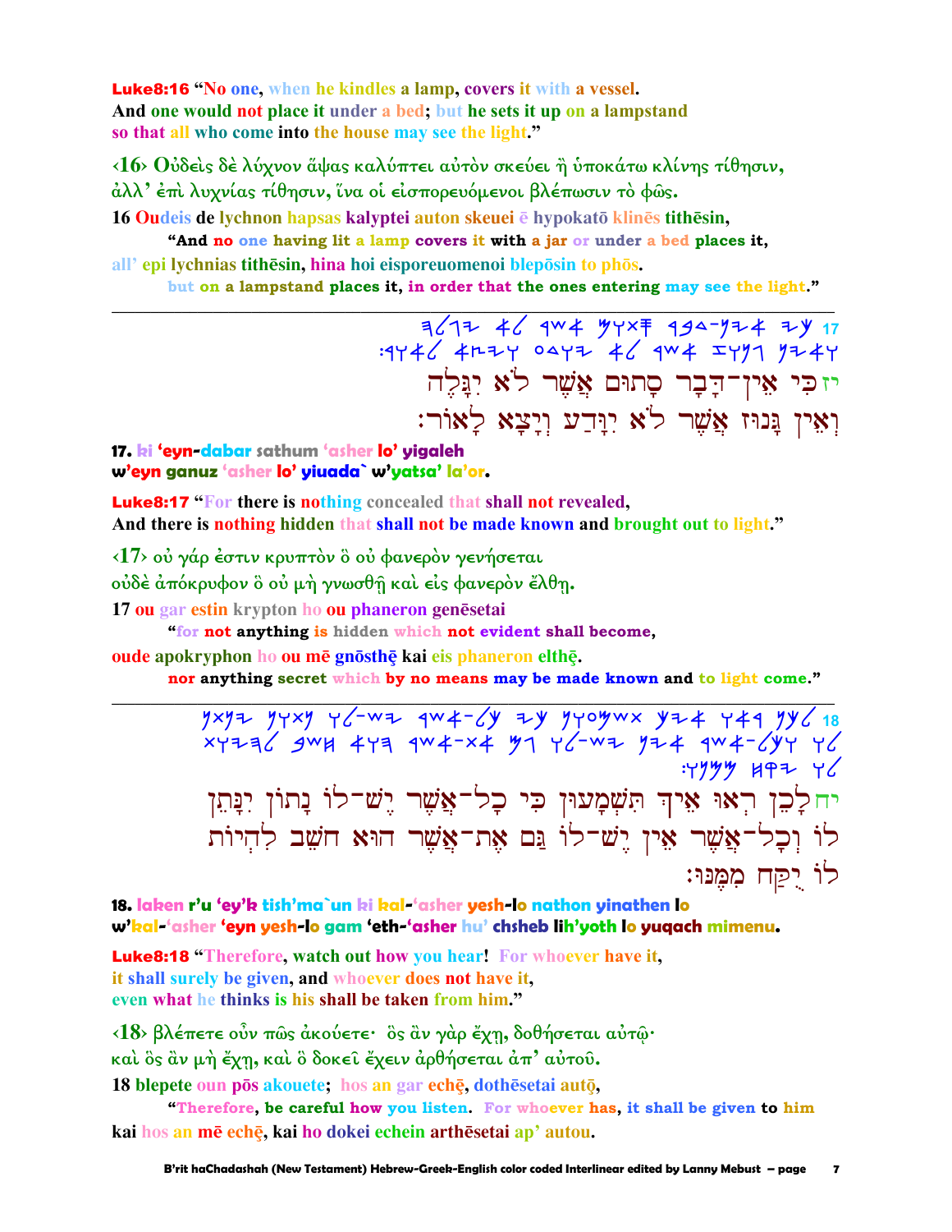**Luke8:16** "No one, when he kindles a lamp, covers it with a vessel.
And one would not place it under a bed; but he sets it up on a lampstand
so that all who come into the house may see the light."

‹16› Οὐδεὶς δὲ λύχνον ἅψας καλύπτει αὐτὸν σκεύει ἢ ὑποκάτω κλίνης τίθησιν,
ἀλλ' ἐπὶ λυχνίας τίθησιν, ἵνα οἱ εἰσπορευόμενοι βλέπωσιν τὸ φῶς.

16 Oudeis de lychnon hapsas kalyptei auton skeuei ē hypokatō klinēs tithēsin,
**"And no one having lit a lamp covers it with a jar or under a bed places it,**
all' epi lychnias tithēsin, hina hoi eisporeuomenoi blepōsin to phōs.
**but on a lampstand places it, in order that the ones entering may see the light."**

---

יז כִּי אֵין־דָּבָר סָתוּם אֲשֶׁר לֹא יִגָּלֶה
וְאֵין גָּנוּז אֲשֶׁר לֹא יִוָּדַע וְיָצָא לָאוֹר׃

**17. ki 'eyn-dabar sathum 'asher lo' yigaleh**
**w'eyn ganuz 'asher lo' yiuada` w'yatsa' la'or.**

**Luke8:17** "For there is nothing concealed that shall not revealed,
And there is nothing hidden that shall not be made known and brought out to light."

‹17› οὐ γάρ ἐστιν κρυπτὸν ὃ οὐ φανερὸν γενήσεται
οὐδὲ ἀπόκρυφον ὃ οὐ μὴ γνωσθῇ καὶ εἰς φανερὸν ἔλθῃ.

17 ou gar estin krypton ho ou phaneron genēsetai
**"for not anything is hidden which not evident shall become,**
oude apokryphon ho ou mē gnōsthē kai eis phaneron elthē.
**nor anything secret which by no means may be made known and to light come."**

---

יח לָכֵן רְאוּ אֵיךְ תִּשְׁמָעוּן כִּי כָל־אֲשֶׁר יֶשׁ־לוֹ נָתוֹן יִנָּתֵן
לוֹ וְכָל־אֲשֶׁר אֵין יֶשׁ־לוֹ גַּם אֶת־אֲשֶׁר הוּא חֹשֵׁב לִהְיוֹת
לוֹ יֻקַּח מִמֶּנּוּ׃

**18. laken r'u 'ey'k tish'ma`un ki kal-'asher yesh-lo nathon yinathen lo**
**w'kal-'asher 'eyn yesh-lo gam 'eth-'asher hu' chsheb lih'yoth lo yuqach mimenu.**

**Luke8:18** "Therefore, watch out how you hear! For whoever have it,
it shall surely be given, and whoever does not have it,
even what he thinks is his shall be taken from him."

‹18› βλέπετε οὖν πῶς ἀκούετε· ὃς ἂν γὰρ ἔχῃ, δοθήσεται αὐτῷ·
καὶ ὃς ἂν μὴ ἔχῃ, καὶ ὃ δοκεῖ ἔχειν ἀρθήσεται ἀπ' αὐτοῦ.

18 blepete oun pōs akouete; hos an gar echē, dothēsetai autō,
**"Therefore, be careful how you listen. For whoever has, it shall be given to him**
kai hos an mē echē, kai ho dokei echein arthēsetai ap' autou.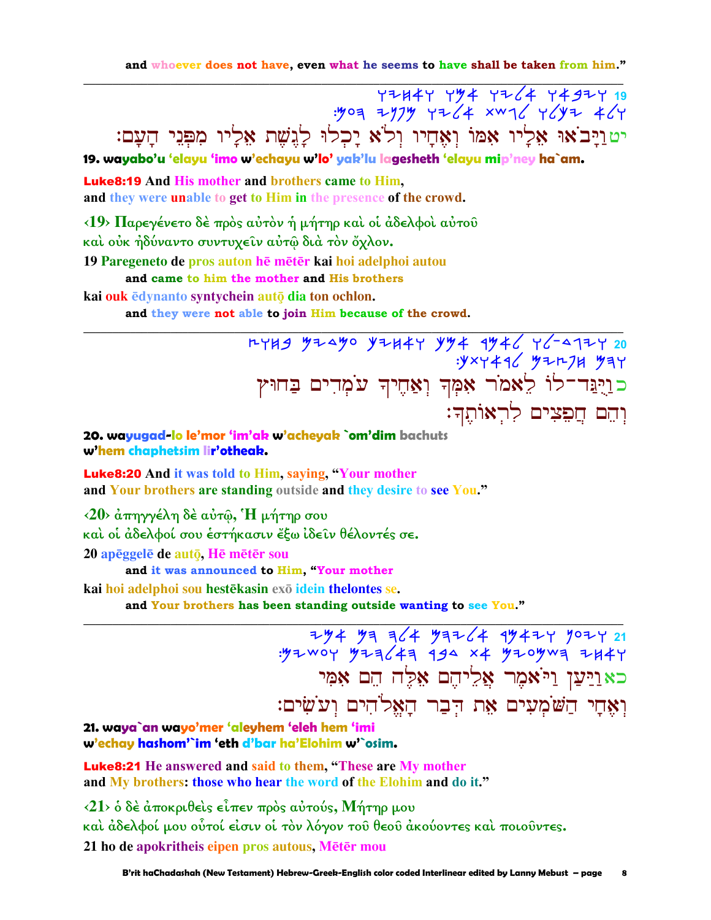and whoever does not have, even what he seems to have shall be taken from him."

---

19 ויבאו אליו אמו ואחיו ולא יכלו לגשת אליו מפני העם׃

יט וַיָּבֹאוּ אֵלָיו אִמּוֹ וְאֶחָיו וְלֹא יָכְלוּ לָגֶשֶׁת אֵלָיו מִפְּנֵי הָעָם׃

**19. wayabo'u 'elayu 'imo w'echayu w'lo' yak'lu lagesheth 'elayu mip'ney ha`am.**

**Luke8:19** And His mother and brothers came to Him,
and they were unable to get to Him in the presence of the crowd.

‹19› Παρεγένετο δὲ πρὸς αὐτὸν ἡ μήτηρ καὶ οἱ ἀδελφοὶ αὐτοῦ
καὶ οὐκ ἠδύναντο συντυχεῖν αὐτῷ διὰ τὸν ὄχλον.

19 Paregeneto de pros auton hē mētēr kai hoi adelphoi autou
and came to him the mother and His brothers
kai ouk ēdynanto syntychein autō dia ton ochlon.
and they were not able to join Him because of the crowd.

---

20 ויגד-לו לאמר אמך ואחיך עמדים בחוץ והם חפצים לראותך׃

כ וַיֻּגַּד־לוֹ לֵאמֹר אִמְּךָ וְאַחֶיךָ עֹמְדִים בַּחוּץ
וְהֵם חֲפֵצִים לִרְאוֹתֶךָ׃

**20. wayugad-lo le'mor 'im'ak w'acheyak `om'dim bachuts
w'hem chaphetsim lir'otheak.**

**Luke8:20** And it was told to Him, saying, "Your mother
and Your brothers are standing outside and they desire to see You."

‹20› ἀπηγγέλη δὲ αὐτῷ, Ἡ μήτηρ σου
καὶ οἱ ἀδελφοί σου ἑστήκασιν ἔξω ἰδεῖν θέλοντές σε.

20 apēggelē de autō, Hē mētēr sou
and it was announced to Him, "Your mother
kai hoi adelphoi sou hestēkasin exō idein thelontes se.
and Your brothers has been standing outside wanting to see You."

---

21 ויען ויאמר אליהם אלה הם אמי ואחי השמעים את דבר האלהים ועשים׃

כא וַיַּעַן וַיֹּאמֶר אֲלֵיהֶם אֵלֶּה הֵם אִמִּי
וְאֶחָי הַשֹּׁמְעִים אֶת דְּבַר הָאֱלֹהִים וְעֹשִׂים׃

**21. waya`an wayo'mer 'aleyhem 'eleh hem 'imi
w'echay hashom'`im 'eth d'bar ha'Elohim w'`osim.**

**Luke8:21** He answered and said to them, "These are My mother
and My brothers: those who hear the word of the Elohim and do it."

‹21› ὁ δὲ ἀποκριθεὶς εἶπεν πρὸς αὐτούς, Μήτηρ μου
καὶ ἀδελφοί μου οὗτοί εἰσιν οἱ τὸν λόγον τοῦ θεοῦ ἀκούοντες καὶ ποιοῦντες.

21 ho de apokritheis eipen pros autous, Mētēr mou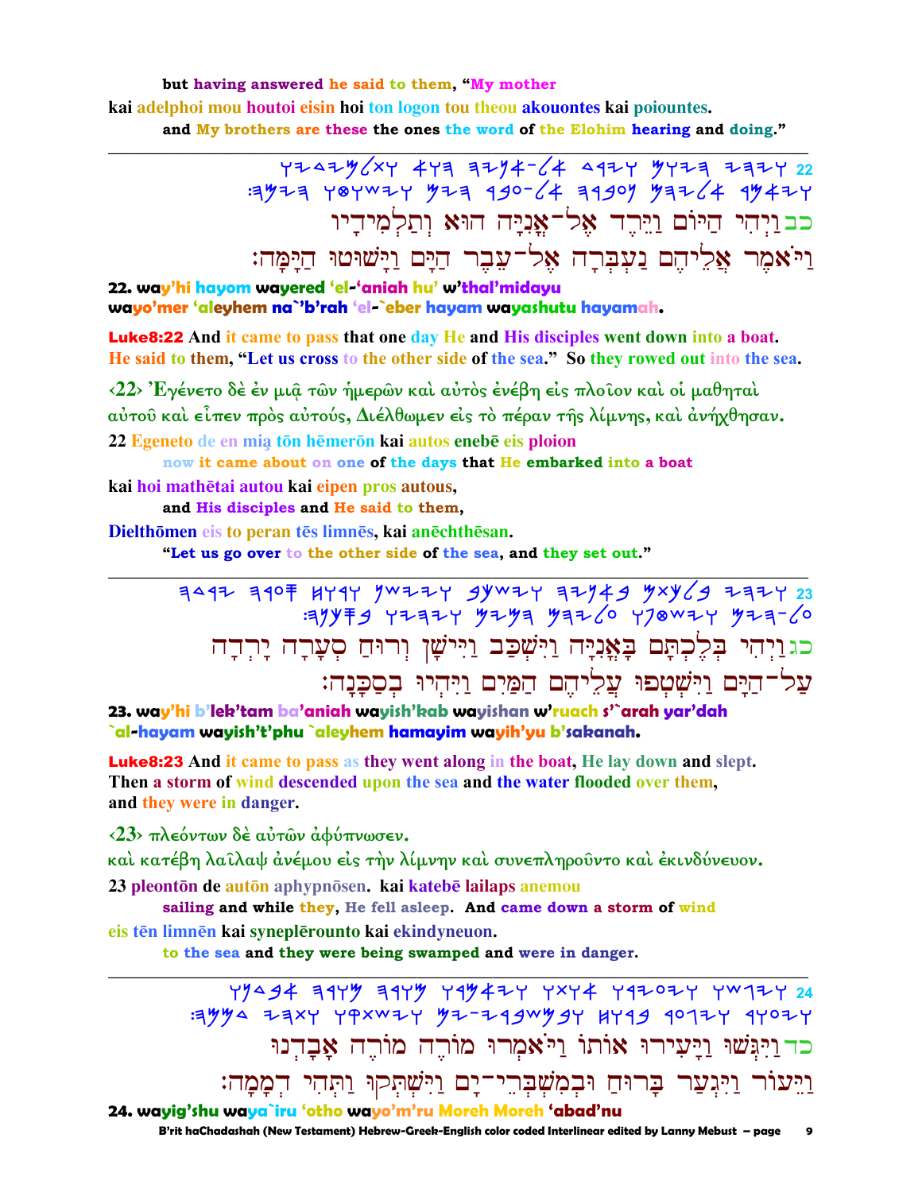but **having answered** **he said** **to them**, "**My mother**

kai adelphoi mou houtoi eisin hoi ton logon tou theou akouontes kai poiountes.

and **My brothers are these** **the ones** **the word** **of** **the Elohim** **hearing** **and doing**."

---

22 ויהי היום וירד אל-אניה הוא ותלמידיו
:ויאמר אליהם נעברה אל-עבר הים וישוטו הימה

כב וַיְהִי הַיּוֹם וַיֵּרֶד אֶל־אֳנִיָּה הוּא וְתַלְמִידָיו
וַיֹּאמֶר אֲלֵיהֶם נַעְבְּרָה אֶל־עֵבֶר הַיָּם וַיָּשׁוּטוּ הַיָּמָּה׃

**22. way'hi hayom wayered 'el-'aniah hu' w'thal'midayu**
**wayo'mer 'aleyhem na`'b'rah 'el-`eber hayam wayashutu hayamah.**

**Luke8:22** And it came to pass that one day He and His disciples went down into a boat. He said to them, "Let us cross to the other side of the sea." So they rowed out into the sea.

‹22› Ἐγένετο δὲ ἐν μιᾷ τῶν ἡμερῶν καὶ αὐτὸς ἐνέβη εἰς πλοῖον καὶ οἱ μαθηταὶ αὐτοῦ καὶ εἶπεν πρὸς αὐτούς, Διέλθωμεν εἰς τὸ πέραν τῆς λίμνης, καὶ ἀνήχθησαν.

22 Egeneto de en mią tōn hēmerōn kai autos enebē eis ploion

**now it came about on one of the days that He embarked into a boat**

kai hoi mathētai autou kai eipen pros autous,

**and His disciples and He said to them,**

Dielthōmen eis to peran tēs limnēs, kai anēchthēsan.

**"Let us go over to the other side of the sea, and they set out."**

---

23 ויהי בלכתם באניה וישכב ויישן ורוח סערה ירדה
:על-הים וישטפו עליהם המים ויהיו בסכנה

כג וַיְהִי בְּלֶכְתָּם בָּאֳנִיָּה וַיִּשְׁכַּב וַיִּישָׁן וְרוּחַ סְעָרָה יָרְדָה
עַל־הַיָּם וַיִּשְׁטְפוּ עֲלֵיהֶם הַמַּיִם וַיִּהְיוּ בְסַכָּנָה׃

**23. way'hi b'lek'tam ba'aniah wayish'kab wayishan w'ruach s'`arah yar'dah**
**`al-hayam wayish't'phu `aleyhem hamayim wayih'yu b'sakanah.**

**Luke8:23** And it came to pass as they went along in the boat, He lay down and slept. Then a storm of wind descended upon the sea and the water flooded over them, and they were in danger.

‹23› πλεόντων δὲ αὐτῶν ἀφύπνωσεν.
καὶ κατέβη λαῖλαψ ἀνέμου εἰς τὴν λίμνην καὶ συνεπληροῦντο καὶ ἐκινδύνευον.

23 pleontōn de autōn aphypnōsen. kai katebē lailaps anemou

**sailing and while they, He fell asleep. And came down a storm of wind**

eis tēn limnēn kai syneplērounto kai ekindyneuon.

**to the sea and they were being swamped and were in danger.**

---

24 ויגשו ויעירו אותו ויאמרו מורה מורה אבדנו
:ויעור ויגער ברוח ובמשברי-ים וישתקו ותהי דממה

כד וַיִּגְּשׁוּ וַיָּעִירוּ אוֹתוֹ וַיֹּאמְרוּ מוֹרֶה מוֹרֶה אָבָדְנוּ
וַיֵּעוֹר וַיִּגְעַר בָּרוּחַ וּבְמִשְׁבְּרֵי־יָם וַיִּשְׁתְּקוּ וַתְּהִי דְמָמָה׃

**24. wayig'shu waya`iru 'otho wayo'm'ru Moreh Moreh 'abad'nu**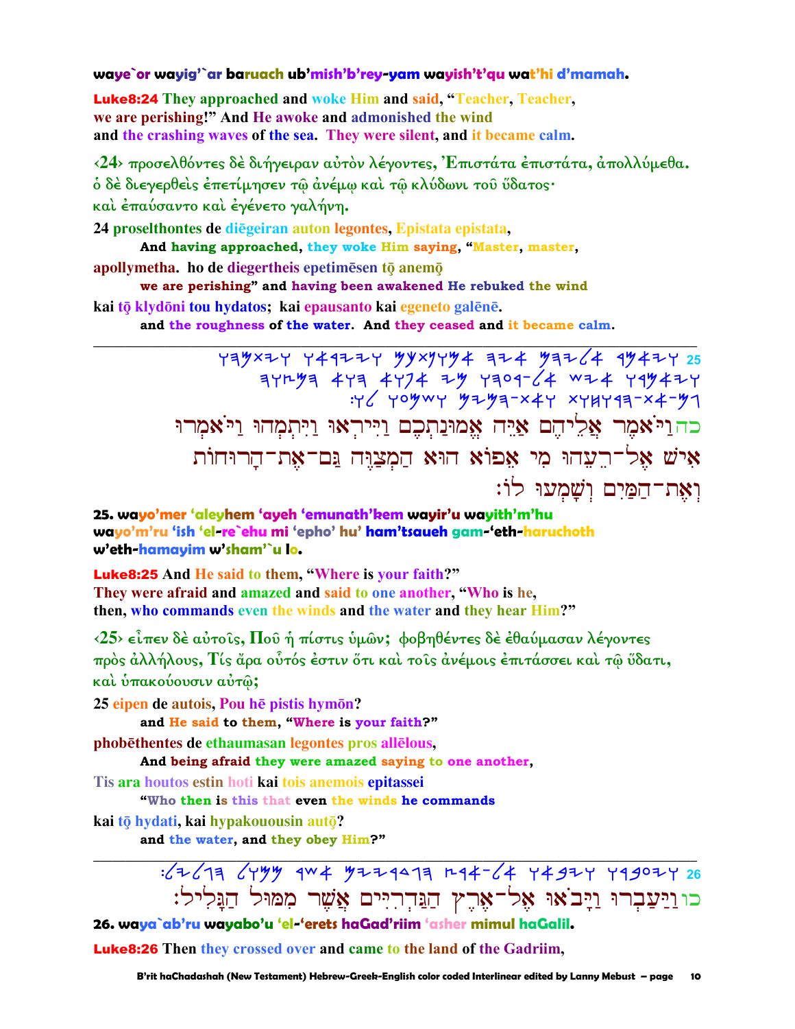**waye`or wayig'`ar baruach ub'mish'b'rey-yam wayish't'qu wat'hi d'mamah.**

**Luke8:24** They approached and woke Him and said, "Teacher, Teacher, we are perishing!" And He awoke and admonished the wind and the crashing waves of the sea. They were silent, and it became calm.

‹24› προσελθόντες δὲ διήγειραν αὐτὸν λέγοντες, Ἐπιστάτα ἐπιστάτα, ἀπολλύμεθα. ὁ δὲ διεγερθεὶς ἐπετίμησεν τῷ ἀνέμῳ καὶ τῷ κλύδωνι τοῦ ὕδατος· καὶ ἐπαύσαντο καὶ ἐγένετο γαλήνη.

**24 proselthontes de diēgeiran auton legontes, Epistata epistata,**
**And having approached, they woke Him saying, "Master, master,**
**apollymetha. ho de diegertheis epetimēsen tō anemō**
**we are perishing" and having been awakened He rebuked the wind**
**kai tō klydōni tou hydatos; kai epausanto kai egeneto galēnē.**
**and the roughness of the water. And they ceased and it became calm.**

---

כה וַיֹּאמֶר אֲלֵיהֶם אַיֵּה אֱמוּנַתְכֶם וַיִּירְאוּ וַיִּתְמְהוּ וַיֹּאמְרוּ אִישׁ אֶל־רֵעֵהוּ מִי אֵפוֹא הוּא הַמְצַוֶּה גַּם־אֶת־הָרוּחוֹת וְאֶת־הַמַּיִם וְשָׁמְעוּ לוֹ׃

**25. wayo'mer 'aleyhem 'ayeh 'emunath'kem wayir'u wayith'm'hu wayo'm'ru 'ish 'el-re`ehu mi 'epho' hu' ham'tsaueh gam-'eth-haruchoth w'eth-hamayim w'sham'`u lo.**

**Luke8:25** And He said to them, "Where is your faith?" They were afraid and amazed and said to one another, "Who is he, then, who commands even the winds and the water and they hear Him?"

‹25› εἶπεν δὲ αὐτοῖς, Ποῦ ἡ πίστις ὑμῶν; φοβηθέντες δὲ ἐθαύμασαν λέγοντες πρὸς ἀλλήλους, Τίς ἄρα οὗτός ἐστιν ὅτι καὶ τοῖς ἀνέμοις ἐπιτάσσει καὶ τῷ ὕδατι, καὶ ὑπακούουσιν αὐτῷ;

**25 eipen de autois, Pou hē pistis hymōn?**
**and He said to them, "Where is your faith?"**
**phobēthentes de ethaumasan legontes pros allēlous,**
**And being afraid they were amazed saying to one another,**
**Tis ara houtos estin hoti kai tois anemois epitassei**
**"Who then is this that even the winds he commands**
**kai tō hydati, kai hypakouousin autō?**
**and the water, and they obey Him?"**

---

כו וַיַּעַבְרוּ וַיָּבֹאוּ אֶל־אֶרֶץ הַגַּדְרִיִּים אֲשֶׁר מִמּוּל הַגָּלִיל׃

**26. waya`ab'ru wayabo'u 'el-'erets haGad'riim 'asher mimul haGalil.**

**Luke8:26** Then they crossed over and came to the land of the Gadriim,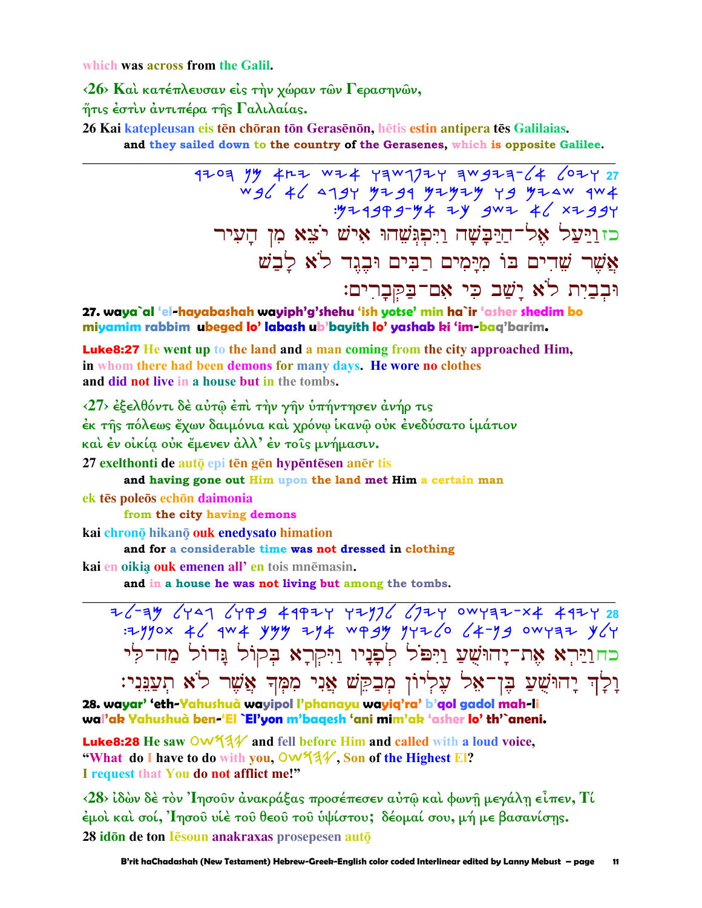which was across from the Galil.

‹26› Καὶ κατέπλευσαν εἰς τὴν χώραν τῶν Γερασηνῶν,
ἥτις ἐστὶν ἀντιπέρα τῆς Γαλιλαίας.

26 Kai katepleusan eis tēn chōran tōn Gerasēnōn, hētis estin antipera tēs Galilaias.
and they sailed down to the country of the Gerasenes, which is opposite Galilee.

---

כז וַיַּעַל אֶל־הַיַּבָּשָׁה וַיִּפְגְּשֵׁהוּ אִישׁ יֹצֵא מִן הָעִיר אֲשֶׁר שֵׁדִים בּוֹ מִיָּמִים רַבִּים וּבֶגֶד לֹא לָבַשׁ וּבְבַיִת לֹא יָשַׁב כִּי אִם־בַּקְּבָרִים׃

**27. waya`al 'el-hayabashah wayiph'g'shehu 'ish yotse' min ha`ir 'asher shedim bo miyamim rabbim ubeged lo' labash ub'bayith lo' yashab ki 'im-baq'barim.**

**Luke8:27** He went up to the land and a man coming from the city approached Him, in whom there had been demons for many days. He wore no clothes and did not live in a house but in the tombs.

‹27› ἐξελθόντι δὲ αὐτῷ ἐπὶ τὴν γῆν ὑπήντησεν ἀνήρ τις ἐκ τῆς πόλεως ἔχων δαιμόνια καὶ χρόνῳ ἱκανῷ οὐκ ἐνεδύσατο ἱμάτιον καὶ ἐν οἰκίᾳ οὐκ ἔμενεν ἀλλ' ἐν τοῖς μνήμασιν.

27 exelthonti de autō epi tēn gēn hypēntēsen anēr tis
and having gone out Him upon the land met Him a certain man
ek tēs poleōs echōn daimonia
from the city having demons
kai chronō hikanō ouk enedysato himation
and for a considerable time was not dressed in clothing
kai en oikią ouk emenen all' en tois mnēmasin.
and in a house he was not living but among the tombs.

---

כח וַיַּרְא אֶת־יָהוּשֻׁעַ וַיִּפֹּל לְפָנָיו וַיִּקְרָא בְּקוֹל גָּדוֹל מַה־לִּי וָלָךְ יָהוּשֻׁעַ בֶּן־אֵל עֶלְיוֹן מְבַקֵּשׁ אֲנִי מִמְּךָ אֲשֶׁר לֹא תְעַנֵּנִי׃

**28. wayar' 'eth-Yahushuà wayipol l'phanayu wayiq'ra' b'qol gadol mah-li wal'ak Yahushuà ben-'El `El'yon m'baqesh 'ani mim'ak 'asher lo' th'`aneni.**

**Luke8:28** He saw 𐤏𐤔𐤅𐤄𐤉 and fell before Him and called with a loud voice, "What do I have to do with you, 𐤏𐤔𐤅𐤄𐤉, Son of the Highest El? I request that You do not afflict me!"

‹28› ἰδὼν δὲ τὸν Ἰησοῦν ἀνακράξας προσέπεσεν αὐτῷ καὶ φωνῇ μεγάλῃ εἶπεν, Τί ἐμοὶ καὶ σοί, Ἰησοῦ υἱὲ τοῦ θεοῦ τοῦ ὑψίστου; δέομαί σου, μή με βασανίσῃς.

28 idōn de ton Iēsoun anakraxas prosepesen autō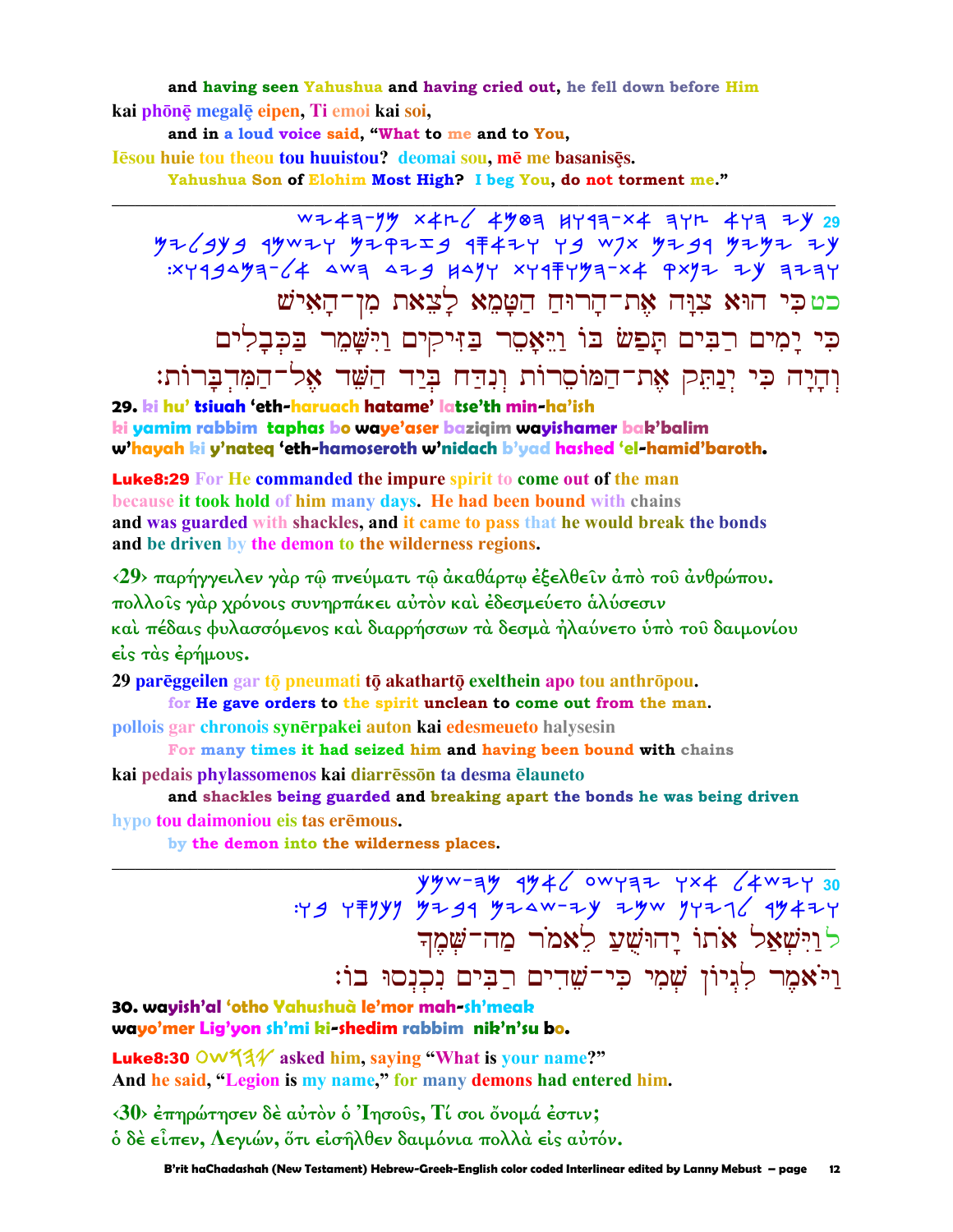and having seen Yahushua and having cried out, he fell down before Him

kai phōnē megalē eipen, Ti emoi kai soi,

and in a loud voice said, "What to me and to You,

Iēsou huie tou theou tou huuistou? deomai sou, mē me basanisēs.

Yahushua Son of Elohim Most High? I beg You, do not torment me."

---

29 כט כִּי הוּא צִוָּה אֶת־הָרוּחַ הַטָּמֵא לָצֵאת מִן־הָאִישׁ

כִּי יָמִים רַבִּים תָּפַשׂ בּוֹ וַיֵּאָסֵר בַּזִּיקִים וַיִּשָּׁמֵר בַּכְּבָלִים

וְהָיָה כִּי יְנַתֵּק אֶת־הַמּוֹסֵרוֹת וְנִדַּח בְּיַד הַשֵּׁד אֶל־הַמִּדְבָּרוֹת׃

**29. ki hu' tsiuah 'eth-haruach hatame' latse'th min-ha'ish**
**ki yamim rabbim taphas bo waye'aser baziqim wayishamer bak'balim**
**w'hayah ki y'nateq 'eth-hamoseroth w'nidach b'yad hashed 'el-hamid'baroth.**

**Luke8:29** For He commanded the impure spirit to come out of the man because it took hold of him many days. He had been bound with chains and was guarded with shackles, and it came to pass that he would break the bonds and be driven by the demon to the wilderness regions.

‹29› παρήγγειλεν γὰρ τῷ πνεύματι τῷ ἀκαθάρτῳ ἐξελθεῖν ἀπὸ τοῦ ἀνθρώπου. πολλοῖς γὰρ χρόνοις συνηρπάκει αὐτὸν καὶ ἐδεσμεύετο ἁλύσεσιν καὶ πέδαις φυλασσόμενος καὶ διαρρήσσων τὰ δεσμὰ ἠλαύνετο ὑπὸ τοῦ δαιμονίου εἰς τὰς ἐρήμους.

**29 parēggeilen gar tō pneumati tō akathartō exelthein apo tou anthrōpou.**

for He gave orders to the spirit unclean to come out from the man.

pollois gar chronois synērpakei auton kai edesmeueto halysesin

For many times it had seized him and having been bound with chains

kai pedais phylassomenos kai diarrēssōn ta desma ēlauneto

and shackles being guarded and breaking apart the bonds he was being driven

hypo tou daimoniou eis tas erēmous.

by the demon into the wilderness places.

---

30 ל וַיִּשְׁאַל אֹתוֹ יָהוּשֻׁעַ לֵאמֹר מַה־שְּׁמֶךָ

וַיֹּאמֶר לִגְיוֹן שְׁמִי כִּי־שֵׁדִים רַבִּים נִכְנְסוּ בוֹ׃

**30. wayish'al 'otho Yahushua le'mor mah-sh'meak**
**wayo'mer Lig'yon sh'mi ki-shedim rabbim nik'n'su bo.**

**Luke8:30** Yahushua asked him, saying "What is your name?"
And he said, "Legion is my name," for many demons had entered him.

‹30› ἐπηρώτησεν δὲ αὐτὸν ὁ Ἰησοῦς, Τί σοι ὄνομά ἐστιν;
ὁ δὲ εἶπεν, Λεγιών, ὅτι εἰσῆλθεν δαιμόνια πολλὰ εἰς αὐτόν.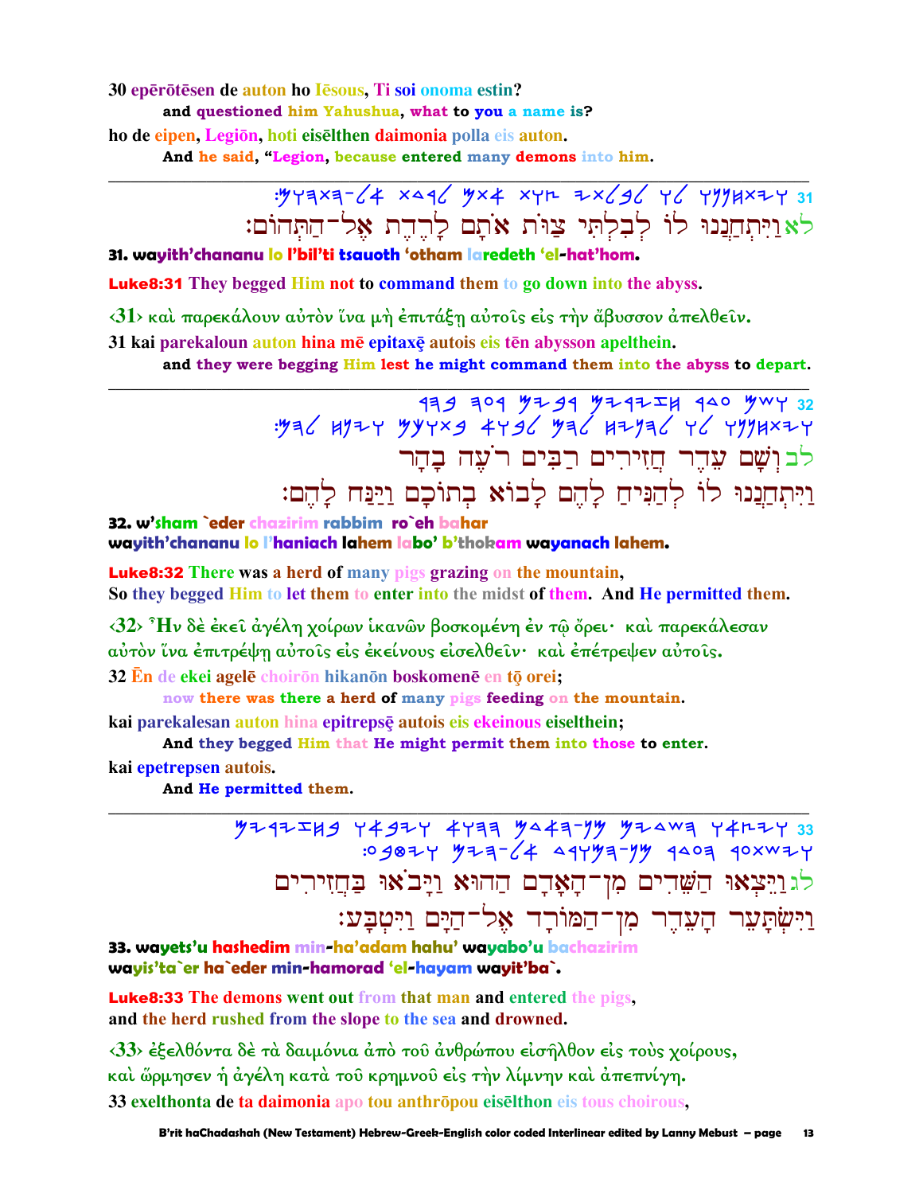30 epērōtēsen de auton ho Iēsous, Ti soi onoma estin?

**and questioned him Yahushua, what to you a name is?**

ho de eipen, Legiōn, hoti eisēlthen daimonia polla eis auton.

**And he said, "Legion, because entered many demons into him.**

---

31 ויתחננו לו לבלתי צוות אתם לרדת אל־התהום:

לא וַיִּתְחַנְנוּ לוֹ לְבִלְתִּי צַוּוֹת אֹתָם לָרֶדֶת אֶל־הַתְּהוֹם:

**31. wayith'chananu lo l'bil'ti tsauoth 'otham laredeth 'el-hat'hom.**

**Luke8:31 They begged Him not to command them to go down into the abyss.**

‹31› καὶ παρεκάλουν αὐτὸν ἵνα μὴ ἐπιτάξῃ αὐτοῖς εἰς τὴν ἄβυσσον ἀπελθεῖν.

31 kai parekaloun auton hina mē epitaxē autois eis tēn abysson apelthein.

**and they were begging Him lest he might command them into the abyss to depart.**

---

32 ושם עדר חזירים רבים רעה בהר ויתחננו לו להניח להם לבוא בתוכם וינח להם:

לב וְשָׁם עֵדֶר חֲזִירִים רַבִּים רֹעֶה בָהָר
וַיִּתְחַנְנוּ לוֹ לְהַנִּיחַ לָהֶם לָבוֹא בְתוֹכָם וַיַּנַּח לָהֶם:

**32. w'sham `eder chazirim rabbim ro`eh bahar**
**wayith'chananu lo l'haniach lahem labo' b'thokam wayanach lahem.**

**Luke8:32 There was a herd of many pigs grazing on the mountain,**
**So they begged Him to let them to enter into the midst of them. And He permitted them.**

‹32› Ἦν δὲ ἐκεῖ ἀγέλη χοίρων ἱκανῶν βοσκομένη ἐν τῷ ὄρει· καὶ παρεκάλεσαν αὐτὸν ἵνα ἐπιτρέψῃ αὐτοῖς εἰς ἐκείνους εἰσελθεῖν· καὶ ἐπέτρεψεν αὐτοῖς.

32 Ēn de ekei agelē choirōn hikanōn boskomenē en tō orei;

**now there was there a herd of many pigs feeding on the mountain.**

kai parekalesan auton hina epitrepsē autois eis ekeinous eiselthein;

**And they begged Him that He might permit them into those to enter.**

kai epetrepsen autois.

**And He permitted them.**

---

33 ויצאו השדים מן־האדם ההוא ויבאו בחזירים וישתער העדר מן־המורד אל־הים ויטבע:

לג וַיֵּצְאוּ הַשֵּׁדִים מִן־הָאָדָם הַהוּא וַיָּבֹאוּ בַּחֲזִירִים
וַיִּשְׁתָּעֵר הָעֵדֶר מִן־הַמּוֹרָד אֶל־הַיָּם וַיִּטְבָּע:

**33. wayets'u hashedim min-ha'adam hahu' wayabo'u bachazirim**
**wayis'ta`er ha`eder min-hamorad 'el-hayam wayit'ba`.**

**Luke8:33 The demons went out from that man and entered the pigs,**
**and the herd rushed from the slope to the sea and drowned.**

‹33› ἐξελθόντα δὲ τὰ δαιμόνια ἀπὸ τοῦ ἀνθρώπου εἰσῆλθον εἰς τοὺς χοίρους, καὶ ὥρμησεν ἡ ἀγέλη κατὰ τοῦ κρημνοῦ εἰς τὴν λίμνην καὶ ἀπεπνίγη.

33 exelthonta de ta daimonia apo tou anthrōpou eisēlthon eis tous choirous,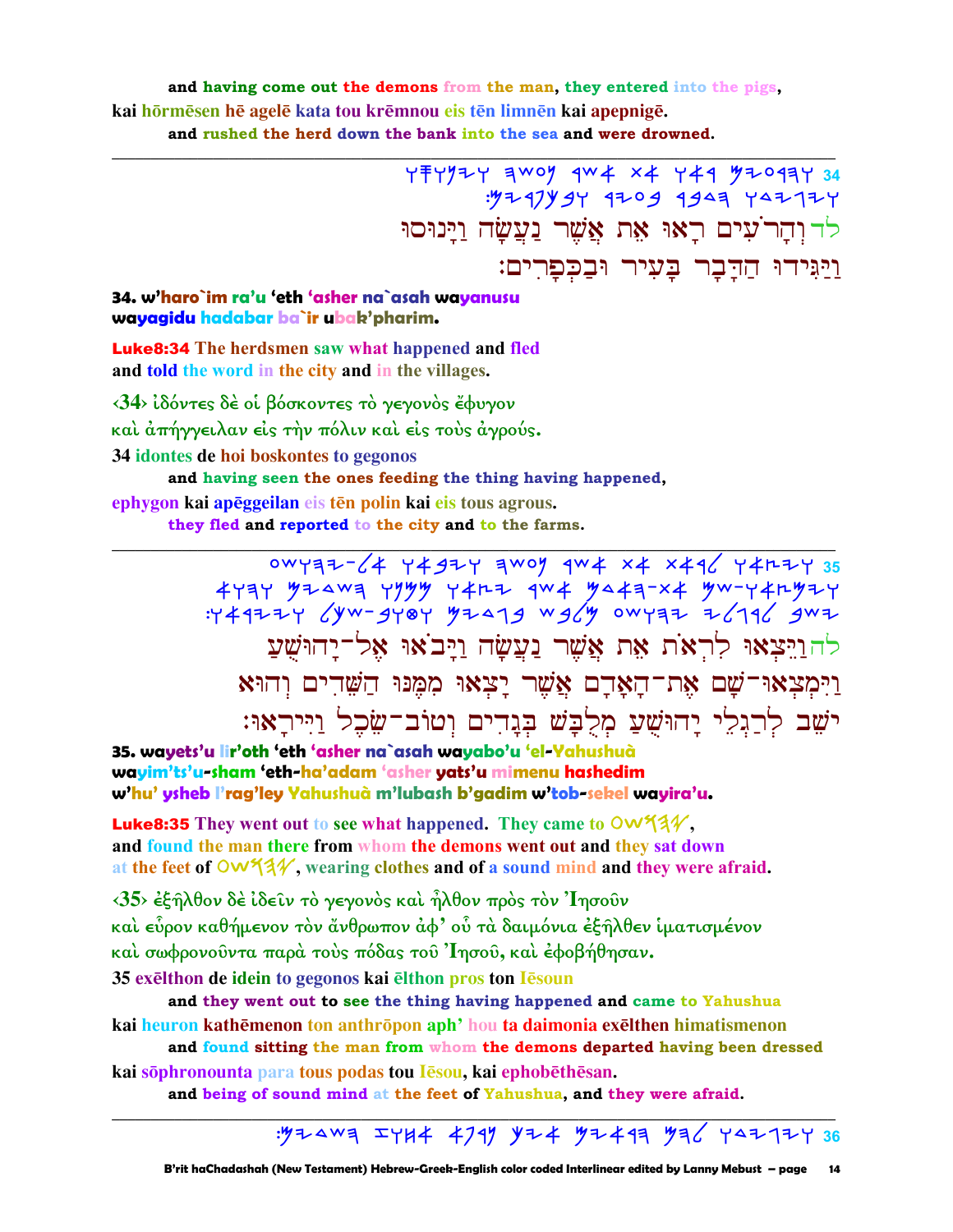and **having come out** **the demons** from **the man**, **they entered** into **the pigs**,

**kai hōrmēsen hē agelē kata tou krēmnou eis tēn limnēn kai apepnigē.**

and **rushed the herd down the bank into the sea** and **were drowned**.

---

לד וְהָרֹעִים רָאוּ אֵת אֲשֶׁר נַעֲשָׂה וַיָּנוּסוּ
וַיַּגִּידוּ הַדָּבָר בָּעִיר וּבַכְּפָרִים׃

**34. w'haro`im ra'u 'eth 'asher na`asah wayanusu wayagidu hadabar ba`ir ubak'pharim.**

**Luke8:34** The herdsmen saw what happened and fled and told the word in the city and in the villages.

‹34› ἰδόντες δὲ οἱ βόσκοντες τὸ γεγονὸς ἔφυγον καὶ ἀπήγγειλαν εἰς τὴν πόλιν καὶ εἰς τοὺς ἀγρούς.

**34 idontes de hoi boskontes to gegonos**

**and having seen the ones feeding the thing having happened,**

**ephygon kai apēggeilan eis tēn polin kai eis tous agrous.**

**they fled and reported to the city and to the farms.**

---

לה וַיֵּצְאוּ לִרְאֹת אֵת אֲשֶׁר נַעֲשָׂה וַיָּבֹאוּ אֶל־יָהוּשֻׁעַ
וַיִּמְצְאוּ־שָׁם אֶת־הָאָדָם אֲשֶׁר יָצְאוּ מִמֶּנּוּ הַשֵּׁדִים וְהוּא
יֹשֵׁב לְרַגְלֵי יָהוּשֻׁעַ מְלֻבָּשׁ בְּגָדִים וְטוֹב־שֶׂכֶל וַיִּירָאוּ׃

**35. wayets'u lir'oth 'eth 'asher na`asah wayabo'u 'el-Yahushuà wayim'ts'u-sham 'eth-ha'adam 'asher yats'u mimenu hashedim w'hu' ysheb l'rag'ley Yahushuà m'lubash b'gadim w'tob-sekel wayira'u.**

**Luke8:35** They went out to see what happened. They came to 𐤉𐤄𐤅𐤔𐤏, and found the man there from whom the demons went out and they sat down at the feet of 𐤉𐤄𐤅𐤔𐤏, wearing clothes and of a sound mind and they were afraid.

‹35› ἐξῆλθον δὲ ἰδεῖν τὸ γεγονὸς καὶ ἦλθον πρὸς τὸν Ἰησοῦν καὶ εὗρον καθήμενον τὸν ἄνθρωπον ἀφ' οὗ τὰ δαιμόνια ἐξῆλθεν ἱματισμένον καὶ σωφρονοῦντα παρὰ τοὺς πόδας τοῦ Ἰησοῦ, καὶ ἐφοβήθησαν.

**35 exēlthon de idein to gegonos kai ēlthon pros ton Iēsoun**

**and they went out to see the thing having happened and came to Yahushua**

**kai heuron kathēmenon ton anthrōpon aph' hou ta daimonia exēlthen himatismenon**

**and found sitting the man from whom the demons departed having been dressed**

**kai sōphronounta para tous podas tou Iēsou, kai ephobēthēsan.**

**and being of sound mind at the feet of Yahushua, and they were afraid.**

---

36 ויגידו להם הראים איך נושע אחוז השדים׃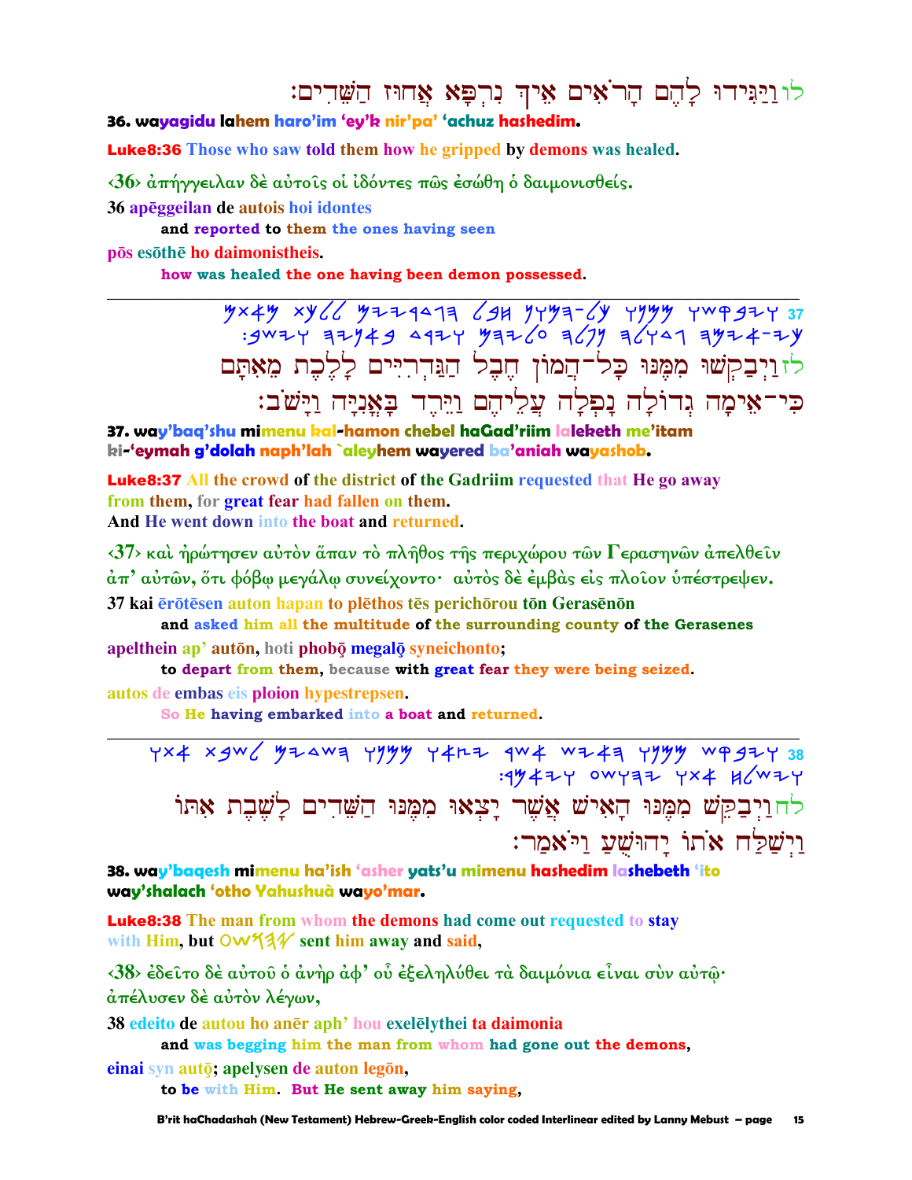לו וַיַּגִּידוּ לָהֶם הָרֹאִים אֵיךְ נִרְפָּא אֲחוּז הַשֵּׁדִים׃

**36. wayagidu lahem haro'im 'ey'k nir'pa' 'achuz hashedim.**

**Luke8:36 Those who saw told them how he gripped by demons was healed.**

‹36› ἀπήγγειλαν δὲ αὐτοῖς οἱ ἰδόντες πῶς ἐσώθη ὁ δαιμονισθείς.

**36 apēggeilan de autois hoi idontes**

**and reported to them the ones having seen**

**pōs esōthē ho daimonistheis.**

**how was healed the one having been demon possessed.**

---

37 ויבקשו ממנו כל־המון חבל הגדריים ללכת מאתם כי־אימה גדולה נפלה עליהם וירד באניה וישב׃

לז וַיְבַקְשׁוּ מִמֶּנּוּ כָּל־הֲמוֹן חֶבֶל הַגִּדְרִיִּים לָלֶכֶת מֵאִתָּם כִּי־אֵימָה גְדוֹלָה נָפְלָה עֲלֵיהֶם וַיֵּרֶד בָּאֳנִיָּה וַיָּשֹׁב׃

**37. way'baq'shu mimenu kal-hamon chebel haGad'riim laleketh me'itam ki-'eymah g'dolah naph'lah `aleyhem wayered ba'aniah wayashob.**

**Luke8:37 All the crowd of the district of the Gadriim requested that He go away from them, for great fear had fallen on them. And He went down into the boat and returned.**

‹37› καὶ ἠρώτησεν αὐτὸν ἅπαν τὸ πλῆθος τῆς περιχώρου τῶν Γερασηνῶν ἀπελθεῖν ἀπ' αὐτῶν, ὅτι φόβῳ μεγάλῳ συνείχοντο· αὐτὸς δὲ ἐμβὰς εἰς πλοῖον ὑπέστρεψεν.

**37 kai ērōtēsen auton hapan to plēthos tēs perichōrou tōn Gerasēnōn**

**and asked him all the multitude of the surrounding county of the Gerasenes**

**apelthein ap' autōn, hoti phobō̜ megalō̜ syneichonto;**

**to depart from them, because with great fear they were being seized.**

**autos de embas eis ploion hypestrepsen.**

**So He having embarked into a boat and returned.**

---

38 ויבקש ממנו האיש אשר יצאו ממנו השדים לשבת אתו וישלח אתו יהושע ויאמר׃

לח וַיְבַקֵּשׁ מִמֶּנּוּ הָאִישׁ אֲשֶׁר יָצְאוּ מִמֶּנּוּ הַשֵּׁדִים לָשֶׁבֶת אִתּוֹ וַיְשַׁלַּח אֹתוֹ יְהוֹשֻׁעַ וַיֹּאמַר׃

**38. way'baqesh mimenu ha'ish 'asher yats'u mimenu hashedim lashebeth 'ito way'shalach 'otho Yahushua wayo'mar.**

**Luke8:38 The man from whom the demons had come out requested to stay with Him, but יהושע sent him away and said,**

‹38› ἐδεῖτο δὲ αὐτοῦ ὁ ἀνὴρ ἀφ' οὗ ἐξεληλύθει τὰ δαιμόνια εἶναι σὺν αὐτῷ· ἀπέλυσεν δὲ αὐτὸν λέγων,

**38 edeito de autou ho anēr aph' hou exelēlythei ta daimonia**

**and was begging him the man from whom had gone out the demons,**

**einai syn autō̜; apelysen de auton legōn,**

**to be with Him. But He sent away him saying,**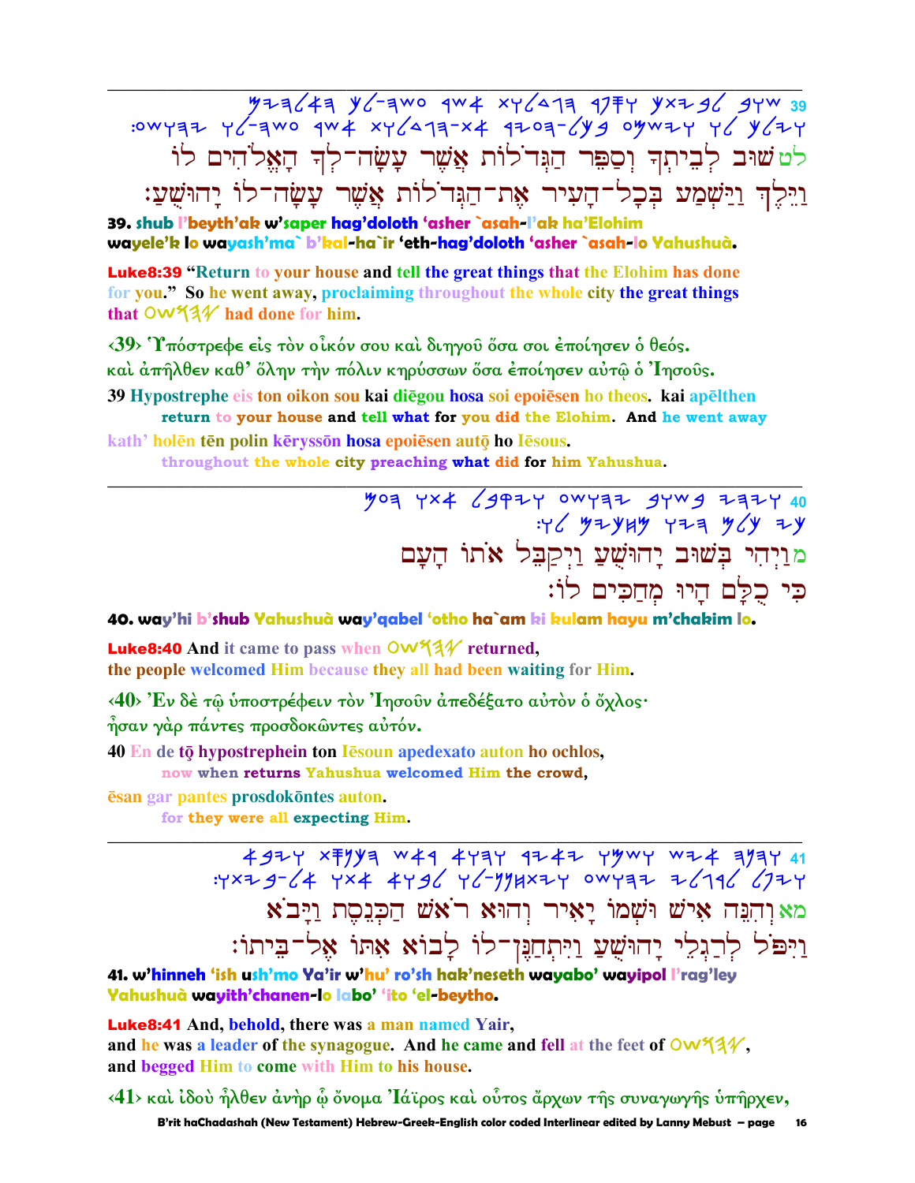לטשׁוּב לְבֵיתְךָ וְסַפֵּר הַגְּדֹלוֹת אֲשֶׁר עָשָׂה־לְךָ הָאֱלֹהִים לוֹ
וַיֵּלֶךְ וַיַּשְׁמַע בְּכָל־הָעִיר אֶת־הַגְּדֹלוֹת אֲשֶׁר עָשָׂה־לוֹ יָהוּשֻׁעַ׃

**39. shub l'beyth'ak w'saper hag'doloth 'asher `asah-l'ak ha'Elohim wayele'k lo wayash'ma` b'kal-ha`ir 'eth-hag'doloth 'asher `asah-lo Yahushuà.**

**Luke8:39** "Return to your house and tell the great things that the Elohim has done for you." So he went away, proclaiming throughout the whole city the great things that OWSHY had done for him.

‹39› Ὑπόστρεφε εἰς τὸν οἶκόν σου καὶ διηγοῦ ὅσα σοι ἐποίησεν ὁ θεός. καὶ ἀπῆλθεν καθ' ὅλην τὴν πόλιν κηρύσσων ὅσα ἐποίησεν αὐτῷ ὁ Ἰησοῦς.

39 Hypostrephe eis ton oikon sou kai diēgou hosa soi epoiēsen ho theos. kai apēlthen
return to your house and tell what for you did the Elohim. And he went away
kath' holēn tēn polin kēryssōn hosa epoiēsen autō ho Iēsous.
throughout the whole city preaching what did for him Yahushua.

---

מוַיְהִי בְּשׁוּב יָהוּשֻׁעַ וַיְקַבֵּל אֹתוֹ הָעָם
כִּי כֻלָּם הָיוּ מְחַכִּים לוֹ׃

**40. way'hi b'shub Yahushuà way'qabel 'otho ha`am ki kulam hayu m'chakim lo.**

**Luke8:40** And it came to pass when OWSHY returned, the people welcomed Him because they all had been waiting for Him.

‹40› Ἐν δὲ τῷ ὑποστρέφειν τὸν Ἰησοῦν ἀπεδέξατο αὐτὸν ὁ ὄχλος· ἦσαν γὰρ πάντες προσδοκῶντες αὐτόν.

40 En de tō hypostrephein ton Iēsoun apedexato auton ho ochlos,
now when returns Yahushua welcomed Him the crowd,
ēsan gar pantes prosdokōntes auton.
for they were all expecting Him.

---

מאוְהִנֵּה אִישׁ וּשְׁמוֹ יָאִיר וְהוּא רֹאשׁ הַכְּנֶסֶת וַיָּבֹא
וַיִּפֹּל לְרַגְלֵי יָהוּשֻׁעַ וַיִּתְחַנֶּן־לוֹ לָבוֹא אִתּוֹ אֶל־בֵּיתוֹ׃

**41. w'hinneh 'ish ush'mo Ya'ir w'hu' ro'sh hak'neseth wayabo' wayipol l'rag'ley Yahushuà wayith'chanen-lo labo' 'ito 'el-beytho.**

**Luke8:41** And, behold, there was a man named Yair, and he was a leader of the synagogue. And he came and fell at the feet of OWSHY, and begged Him to come with Him to his house.

‹41› καὶ ἰδοὺ ἦλθεν ἀνὴρ ᾧ ὄνομα Ἰάϊρος καὶ οὗτος ἄρχων τῆς συναγωγῆς ὑπῆρχεν,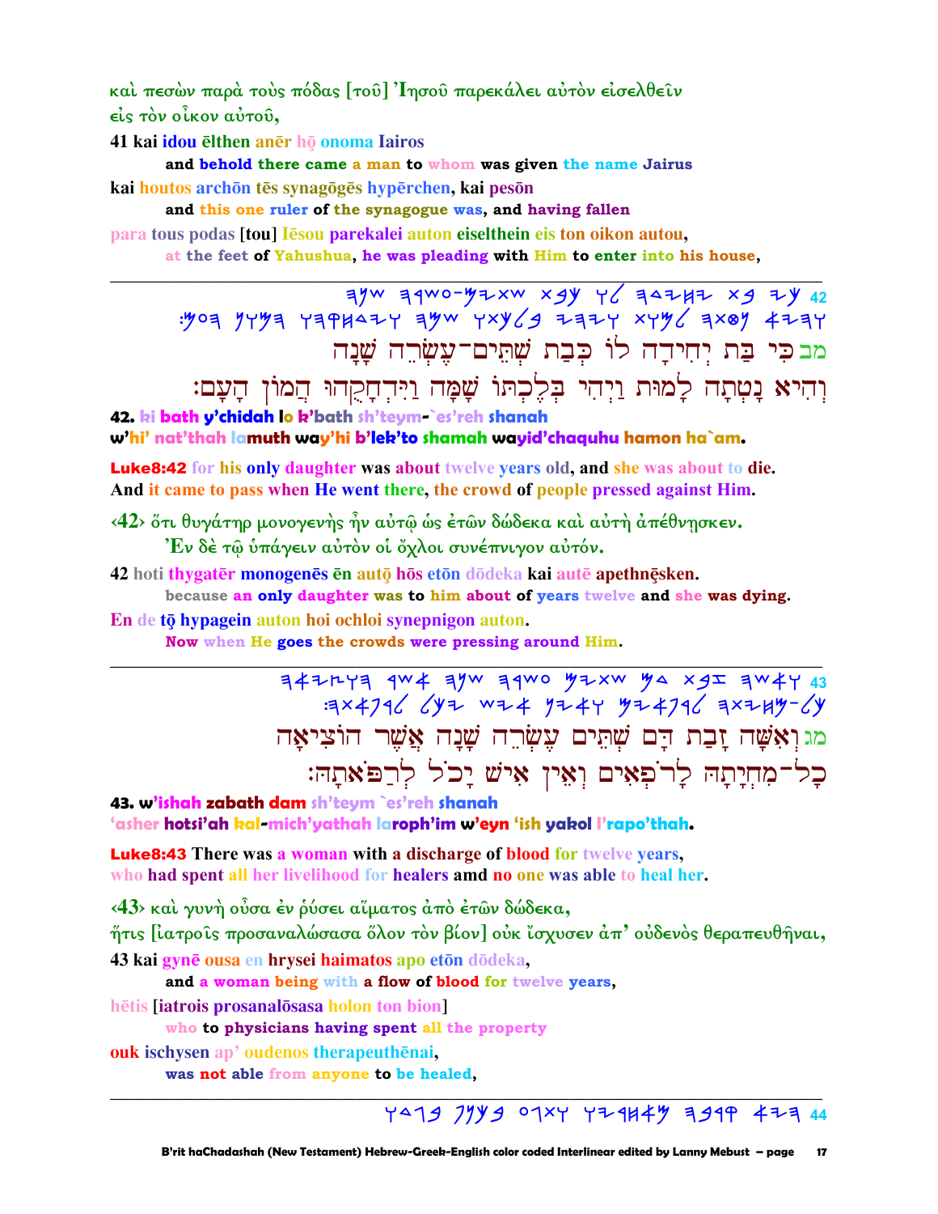καὶ πεσὼν παρὰ τοὺς πόδας [τοῦ] Ἰησοῦ παρεκάλει αὐτὸν εἰσελθεῖν εἰς τὸν οἶκον αὐτοῦ,

**41 kai idou ēlthen anēr hō onoma Iairos**
**and behold there came a man to whom was given the name Jairus**
**kai houtos archōn tēs synagōgēs hypērchen, kai pesōn**
**and this one ruler of the synagogue was, and having fallen**
**para tous podas [tou] Iēsou parekalei auton eiselthein eis ton oikon autou,**
**at the feet of Yahushua, he was pleading with Him to enter into his house,**

---

42 ܟܝ ܒܬ ܝܚܝܕܗ ܠܘ ܟܒܬ ܫܬܝܡ-ܥܣܪܗ ܫܢܗ ܘܗܝܐ ܢܛܬܗ ܠܡܘܬ ܘܝܗܝ ܒܠܟܬܘ ܫܡܗ ܘܝܕܚܩܗܘ ܗܡܘܢ ܗܥܡ:

מב כִּי בַּת יְחִידָה לוֹ כְּבַת שְׁתֵּים־עֶשְׂרֵה שָׁנָה וְהִיא נָטְתָה לָמוּת וַיְהִי בְּלֶכְתּוֹ שָׁמָּה וַיִּדְחָקֻהוּ הֲמוֹן הָעָם:

**42. ki bath y'chidah lo k'bath sh'teym-`es'reh shanah**
**w'hi' nat'thah lamuth way'hi b'lek'to shamah wayid'chaquhu hamon ha`am.**

**Luke8:42** for his only daughter was about twelve years old, and she was about to die. And it came to pass when He went there, the crowd of people pressed against Him.

‹42› ὅτι θυγάτηρ μονογενὴς ἦν αὐτῷ ὡς ἐτῶν δώδεκα καὶ αὐτὴ ἀπέθνῃσκεν.
Ἐν δὲ τῷ ὑπάγειν αὐτὸν οἱ ὄχλοι συνέπνιγον αὐτόν.

**42 hoti thygatēr monogenēs ēn autō hōs etōn dōdeka kai autē apethnēsken.**
**because an only daughter was to him about of years twelve and she was dying.**
**En de tō hypagein auton hoi ochloi synepnigon auton.**
**Now when He goes the crowds were pressing around Him.**

---

43 ܘܐܫܗ ܙܒܬ ܕܡ ܫܬܝܡ ܥܣܪܗ ܫܢܗ ܐܫܪ ܗܘܨܝܐܗ ܟܠ-ܡܚܝܬܗ ܠܪܦܐܝܡ ܘܐܝܢ ܐܝܫ ܝܟܠ ܠܪܦܐܬܗ:

מג וְאִשָּׁה זָבַת דָּם שְׁתֵּים עֶשְׂרֵה שָׁנָה אֲשֶׁר הוֹצִיאָה כָל־מִחְיָתָהּ לָרֹפְאִים וְאֵין אִישׁ יָכֹל לְרַפֹּאתָהּ:

**43. w'ishah zabath dam sh'teym `es'reh shanah**
**'asher hotsi'ah kal-mich'yathah laroph'im w'eyn 'ish yakol l'rapo'thah.**

**Luke8:43** There was a woman with a discharge of blood for twelve years, who had spent all her livelihood for healers amd no one was able to heal her.

‹43› καὶ γυνὴ οὖσα ἐν ῥύσει αἵματος ἀπὸ ἐτῶν δώδεκα,
ἥτις [ἰατροῖς προσαναλώσασα ὅλον τὸν βίον] οὐκ ἴσχυσεν ἀπ' οὐδενὸς θεραπευθῆναι,

**43 kai gynē ousa en hrysei haimatos apo etōn dōdeka,**
**and a woman being with a flow of blood for twelve years,**
**hētis [iatrois prosanalōsasa holon ton bion]**
**who to physicians having spent all the property**
**ouk ischysen ap' oudenos therapeuthēnai,**
**was not able from anyone to be healed,**

---

44 ܗܝܐ ܩܪܒܗ ܡܐܚܪܝܘ ܘܬܓܥ ܒܟܢܦ ܒܓܕܘ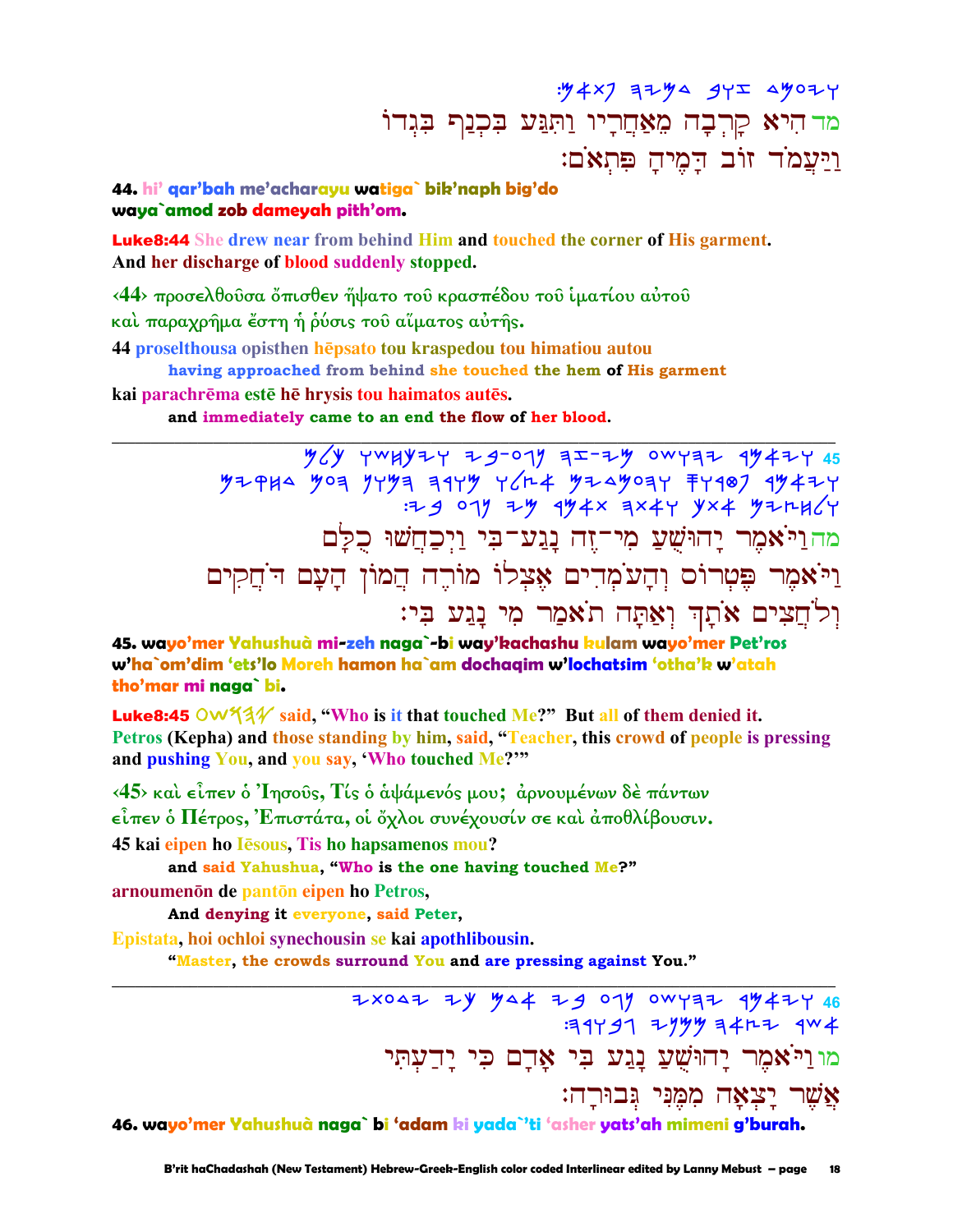:𐤌𐤀𐤕𐤐 𐤄𐤉𐤌𐤃 𐤁𐤅𐤆 𐤃𐤌𐤏𐤉𐤅

מד הִיא קָרְבָה מֵאַחֲרָיו וַתִּגַּע בִּכְנַף בִּגְדוֹ
וַיַּעֲמֹד זוֹב דָּמֶיהָ פִּתְאֹם׃

**44. hi' qar'bah me'acharayu watiga` bik'naph big'do waya`amod zob dameyah pith'om.**

**Luke8:44** She drew near from behind Him and touched the corner of His garment. And her discharge of blood suddenly stopped.

‹44› προσελθοῦσα ὄπισθεν ἥψατο τοῦ κρασπέδου τοῦ ἱματίου αὐτοῦ καὶ παραχρῆμα ἔστη ἡ ῥύσις τοῦ αἵματος αὐτῆς.

44 proselthousa opisthen hēpsato tou kraspedou tou himatiou autou
**having approached from behind she touched the hem of His garment**

kai parachrēma estē hē hrysis tou haimatos autēs.
**and immediately came to an end the flow of her blood.**

---

מה וַיֹּאמֶר יָהוּשֻׁעַ מִי־זֶה נָגַע־בִּי וַיְכַחֲשׁוּ כֻלָּם
וַיֹּאמֶר פֶּטְרוֹס וְהָעֹמְדִים אֶצְלוֹ מוֹרֶה הֲמוֹן הָעָם דֹּחֲקִים
וְלֹחֲצִים אֹתָךְ וְאַתָּה תֹאמַר מִי נָגַע בִּי׃

**45. wayo'mer Yahushuà mi-zeh naga`-bi way'kachashu kulam wayo'mer Pet'ros w'ha`om'dim 'ets'lo Moreh hamon ha`am dochaqim w'lochatsim 'otha'k w'atah tho'mar mi naga` bi.**

**Luke8:45** 𐤏𐤅𐤔𐤄𐤉 said, "Who is it that touched Me?" But all of them denied it. Petros (Kepha) and those standing by him, said, "Teacher, this crowd of people is pressing and pushing You, and you say, 'Who touched Me?'"

‹45› καὶ εἶπεν ὁ Ἰησοῦς, Τίς ὁ ἁψάμενός μου; ἀρνουμένων δὲ πάντων εἶπεν ὁ Πέτρος, Ἐπιστάτα, οἱ ὄχλοι συνέχουσίν σε καὶ ἀποθλίβουσιν.

45 kai eipen ho Iēsous, Tis ho hapsamenos mou?
**and said Yahushua, "Who is the one having touched Me?"**

arnoumenōn de pantōn eipen ho Petros,
**And denying it everyone, said Peter,**

Epistata, hoi ochloi synechousin se kai apothlibousin.
**"Master, the crowds surround You and are pressing against You."**

---

מו וַיֹּאמֶר יָהוּשֻׁעַ נָגַע בִּי אָדָם כִּי יָדַעְתִּי
אֲשֶׁר יָצְאָה מִמֶּנִּי גְּבוּרָה׃

**46. wayo'mer Yahushuà naga` bi 'adam ki yada`'ti 'asher yats'ah mimeni g'burah.**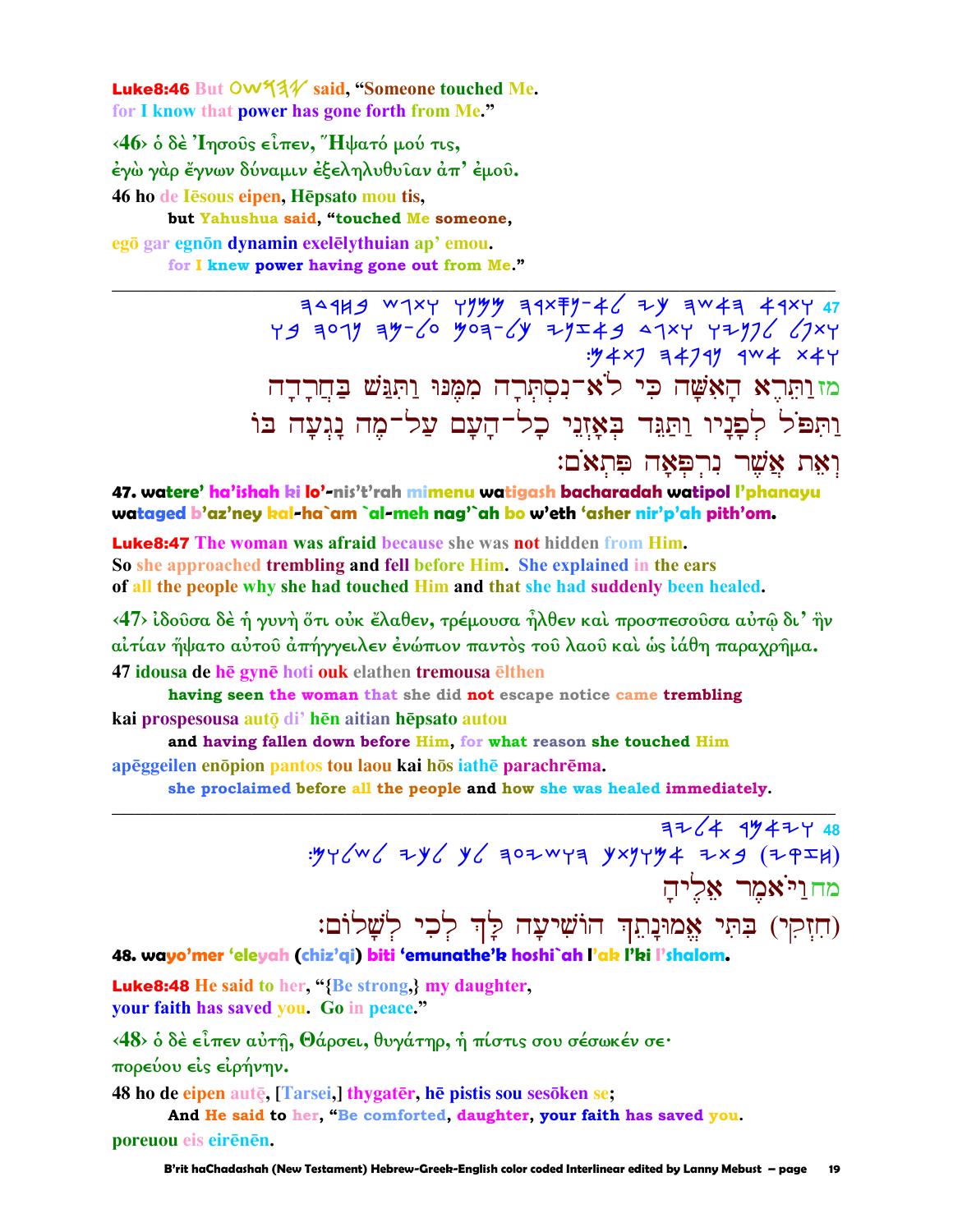**Luke8:46** But OW𐤏𐤔𐤄𐤉 said, "Someone touched Me. for I know that power has gone forth from Me."

‹46› ὁ δὲ Ἰησοῦς εἶπεν, Ἥψατό μού τις, ἐγὼ γὰρ ἔγνων δύναμιν ἐξεληλυθυῖαν ἀπ' ἐμοῦ.

46 ho de Iēsous eipen, Hēpsato mou tis,
but Yahushua said, "touched Me someone,
egō gar egnōn dynamin exelēlythuian ap' emou.
for I knew power having gone out from Me."

---

47 𐤅𐤕𐤓𐤀 𐤄𐤀𐤔𐤄 𐤊𐤉 𐤋𐤀-𐤍𐤎𐤕𐤓𐤄 𐤌𐤌𐤍𐤅 𐤅𐤕𐤂𐤔 𐤁𐤇𐤓𐤃𐤄 𐤅𐤕𐤐𐤋 𐤋𐤐𐤍𐤉𐤅 𐤅𐤕𐤂𐤃 𐤁𐤀𐤆𐤍𐤉 𐤊𐤋-𐤄𐤏𐤌 𐤏𐤋-𐤌𐤄 𐤍𐤂𐤏𐤄 𐤁𐤅 𐤅𐤀𐤕 𐤀𐤔𐤓 𐤍𐤓𐤐𐤀𐤄 𐤐𐤕𐤀𐤌:

מז וַתֵּרֶא הָאִשָּׁה כִּי לֹא־נִסְתְּרָה מִמֶּנּוּ וַתִּגַּשׁ בַּחֲרָדָה וַתִּפֹּל לְפָנָיו וַתַּגֵּד בְּאָזְנֵי כָל־הָעָם עַל־מֶה נָגְעָה בּוֹ וְאֵת אֲשֶׁר נִרְפְּאָה פִּתְאֹם:

**47. watere' ha'ishah ki lo'-nis't'rah mimenu watigash bacharadah watipol l'phanayu wataged b'az'ney kal-ha`am `al-meh nag'`ah bo w'eth 'asher nir'p'ah pith'om.**

**Luke8:47** The woman was afraid because she was not hidden from Him. So she approached trembling and fell before Him. She explained in the ears of all the people why she had touched Him and that she had suddenly been healed.

‹47› ἰδοῦσα δὲ ἡ γυνὴ ὅτι οὐκ ἔλαθεν, τρέμουσα ἦλθεν καὶ προσπεσοῦσα αὐτῷ δι' ἣν αἰτίαν ἥψατο αὐτοῦ ἀπήγγειλεν ἐνώπιον παντὸς τοῦ λαοῦ καὶ ὡς ἰάθη παραχρῆμα.

47 idousa de hē gynē hoti ouk elathen tremousa ēlthen
having seen the woman that she did not escape notice came trembling
kai prospesousa autō̧ di' hēn aitian hēpsato autou
and having fallen down before Him, for what reason she touched Him
apēggeilen enōpion pantos tou laou kai hōs iathē parachrēma.
she proclaimed before all the people and how she was healed immediately.

---

48 𐤅𐤉𐤀𐤌𐤓 𐤀𐤋𐤉𐤄 (𐤇𐤆𐤒𐤉) 𐤁𐤕𐤉 𐤀𐤌𐤅𐤍𐤕𐤊 𐤄𐤅𐤔𐤉𐤏𐤄 𐤋𐤊 𐤋𐤊𐤉 𐤋𐤔𐤋𐤅𐤌:

מח וַיֹּאמֶר אֵלֶיהָ (חִזְקִי) בִּתִּי אֱמוּנָתֵךְ הוֹשִׁיעָה לָּךְ לְכִי לְשָׁלוֹם:

**48. wayo'mer 'eleyah (chiz'qi) biti 'emunathe'k hoshi`ah l'ak l'ki l'shalom.**

**Luke8:48** He said to her, "{Be strong,} my daughter, your faith has saved you. Go in peace."

‹48› ὁ δὲ εἶπεν αὐτῇ, Θάρσει, θυγάτηρ, ἡ πίστις σου σέσωκέν σε· πορεύου εἰς εἰρήνην.

48 ho de eipen autȩ̄, [Tarsei,] thygatēr, hē pistis sou sesōken se;
And He said to her, "Be comforted, daughter, your faith has saved you.
poreuou eis eirēnēn.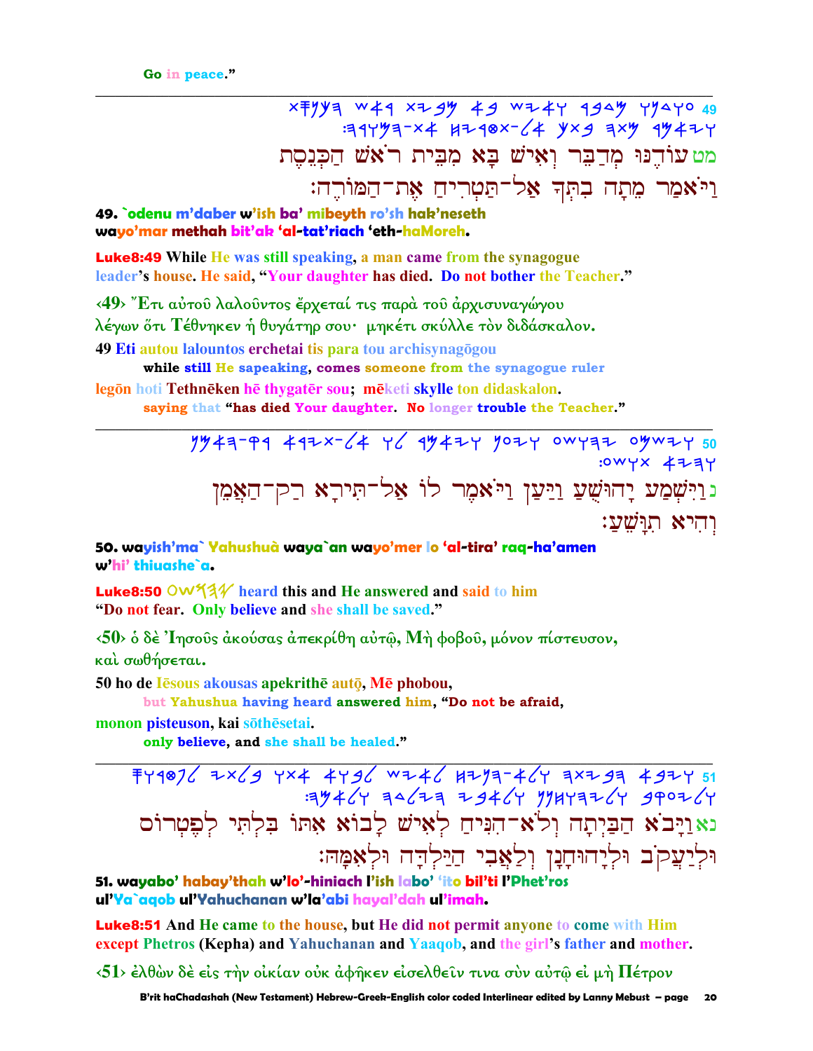Go in peace."

---

מט עוֹדֶנּוּ מְדַבֵּר וְאִישׁ בָּא מִבֵּית רֹאשׁ הַכְּנֶסֶת
וַיֹּאמַר מֵתָה בִתְּךָ אַל־תַּטְרִיחַ אֶת־הַמּוֹרֶה׃

**49. `odenu m'daber w'ish ba' mibeyth ro'sh hak'neseth wayo'mar methah bit'ak 'al-tat'riach 'eth-haMoreh.**

**Luke8:49** While He was still speaking, a man came from the synagogue leader's house. He said, "Your daughter has died. Do not bother the Teacher."

‹49› Ἔτι αὐτοῦ λαλοῦντος ἔρχεταί τις παρὰ τοῦ ἀρχισυναγώγου λέγων ὅτι Τέθνηκεν ἡ θυγάτηρ σου· μηκέτι σκύλλε τὸν διδάσκαλον.

49 Eti autou lalountos erchetai tis para tou archisynagōgou
while still He sapeaking, comes someone from the synagogue ruler
legōn hoti Tethnēken hē thygatēr sou; mēketi skylle ton didaskalon.
saying that "has died Your daughter. No longer trouble the Teacher."

---

נ וַיִּשְׁמַע יָהוּשֻׁעַ וַיַּעַן וַיֹּאמֶר לוֹ אַל־תִּירָא רַק־הַאֲמֵן
וְהִיא תִּוָּשֵׁעַ׃

**50. wayish'ma` Yahushuà waya`an wayo'mer lo 'al-tira' raq-ha'amen w'hi' thiuashe`a.**

**Luke8:50** [Yahushua in paleo-Hebrew] heard this and He answered and said to him "Do not fear. Only believe and she shall be saved."

‹50› ὁ δὲ Ἰησοῦς ἀκούσας ἀπεκρίθη αὐτῷ, Μὴ φοβοῦ, μόνον πίστευσον, καὶ σωθήσεται.

50 ho de Iēsous akousas apekrithē autō, Mē phobou,
but Yahushua having heard answered him, "Do not be afraid,
monon pisteuson, kai sōthēsetai.
only believe, and she shall be healed."

---

נא וַיָּבֹא הַבַּיְתָה וְלֹא־הִנִּיחַ לְאִישׁ לָבוֹא אִתּוֹ בִּלְתִּי לְפֶטְרוֹס
וּלְיַעֲקֹב וּלְיָהוּחָנָן וְלַאֲבִי הַיַּלְדָּה וּלְאִמָּהּ׃

**51. wayabo' habay'thah w'lo'-hiniach l'ish labo' 'ito bil'ti l'Phet'ros ul'Ya`aqob ul'Yahuchanan w'la'abi hayal'dah ul'imah.**

**Luke8:51** And He came to the house, but He did not permit anyone to come with Him except Phetros (Kepha) and Yahuchanan and Yaaqob, and the girl's father and mother.

‹51› ἐλθὼν δὲ εἰς τὴν οἰκίαν οὐκ ἀφῆκεν εἰσελθεῖν τινα σὺν αὐτῷ εἰ μὴ Πέτρον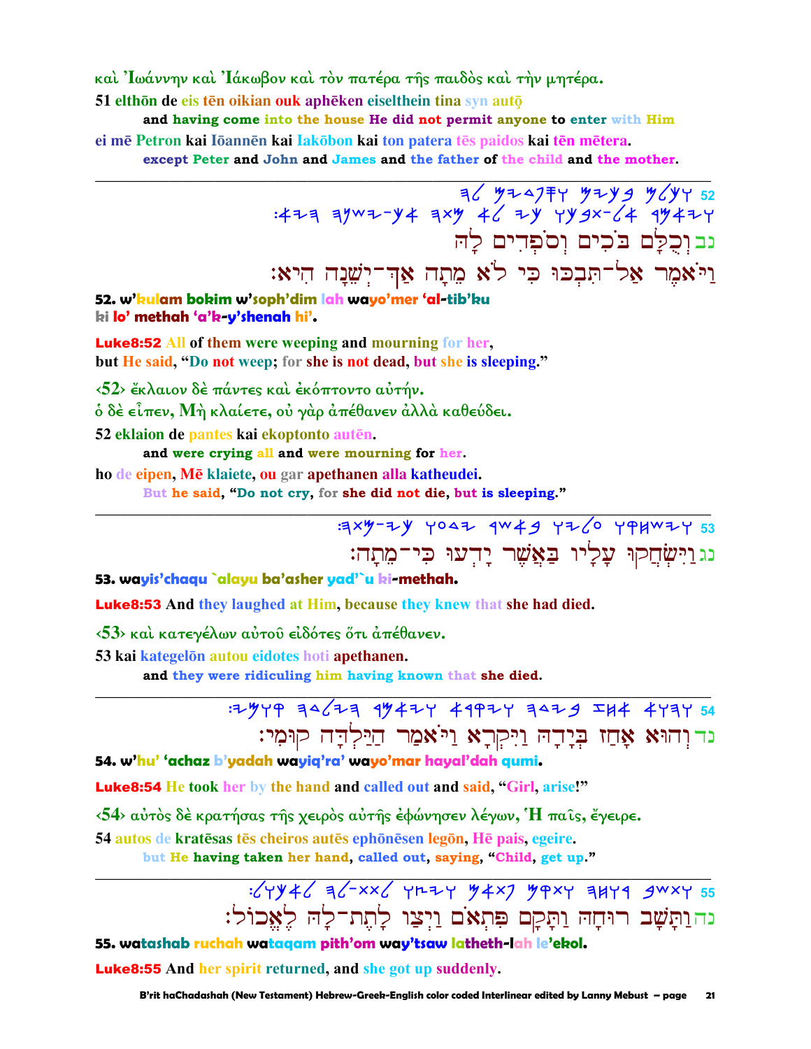καὶ Ἰωάννην καὶ Ἰάκωβον καὶ τὸν πατέρα τῆς παιδὸς καὶ τὴν μητέρα.

51 elthōn de eis tēn oikian ouk aphēken eiselthein tina syn autō

and having come into the house He did not permit anyone to enter with Him

ei mē Petron kai Iōannēn kai Iakōbon kai ton patera tēs paidos kai tēn mētera.

except Peter and John and James and the father of the child and the mother.

---

נב וְכֻלָּם בֹּכִים וְסֹפְדִים לָהּ

וַיֹּאמֶר אַל־תִּבְכּוּ כִּי לֹא מֵתָה אַךְ־יְשֵׁנָה הִיא׃

**52. w'kulam bokim w'soph'dim lah wayo'mer 'al-tib'ku**

**ki lo' methah 'a'k-y'shenah hi'.**

**Luke8:52** All of them were weeping and mourning for her,

but He said, "Do not weep; for she is not dead, but she is sleeping."

‹52› ἔκλαιον δὲ πάντες καὶ ἐκόπτοντο αὐτήν.

ὁ δὲ εἶπεν, Μὴ κλαίετε, οὐ γὰρ ἀπέθανεν ἀλλὰ καθεύδει.

52 eklaion de pantes kai ekoptonto autēn.

and were crying all and were mourning for her.

ho de eipen, Mē klaiete, ou gar apethanen alla katheudei.

But he said, "Do not cry, for she did not die, but is sleeping."

---

נג וַיִּשְׂחֲקוּ עָלָיו בַּאֲשֶׁר יָדְעוּ כִּי־מֵתָה׃

**53. wayis'chaqu `alayu ba'asher yad'`u ki-methah.**

**Luke8:53** And they laughed at Him, because they knew that she had died.

‹53› καὶ κατεγέλων αὐτοῦ εἰδότες ὅτι ἀπέθανεν.

53 kai kategelōn autou eidotes hoti apethanen.

and they were ridiculing him having known that she died.

---

נד וְהוּא אָחַז בְּיָדָהּ וַיִּקְרָא וַיֹּאמַר הַיַּלְדָּה קוּמִי׃

**54. w'hu' 'achaz b'yadah wayiq'ra' wayo'mar hayal'dah qumi.**

**Luke8:54** He took her by the hand and called out and said, "Girl, arise!"

‹54› αὐτὸς δὲ κρατήσας τῆς χειρὸς αὐτῆς ἐφώνησεν λέγων, Ἡ παῖς, ἔγειρε.

54 autos de kratēsas tēs cheiros autēs ephōnēsen legōn, Hē pais, egeire.

but He having taken her hand, called out, saying, "Child, get up."

---

נה וַתָּשָׁב רוּחָהּ וַתָּקָם פִּתְאֹם וַיְצַו לָתֶת־לָהּ לֶאֱכוֹל׃

**55. watashab ruchah wataqam pith'om way'tsaw latheth-lah le'ekol.**

**Luke8:55** And her spirit returned, and she got up suddenly.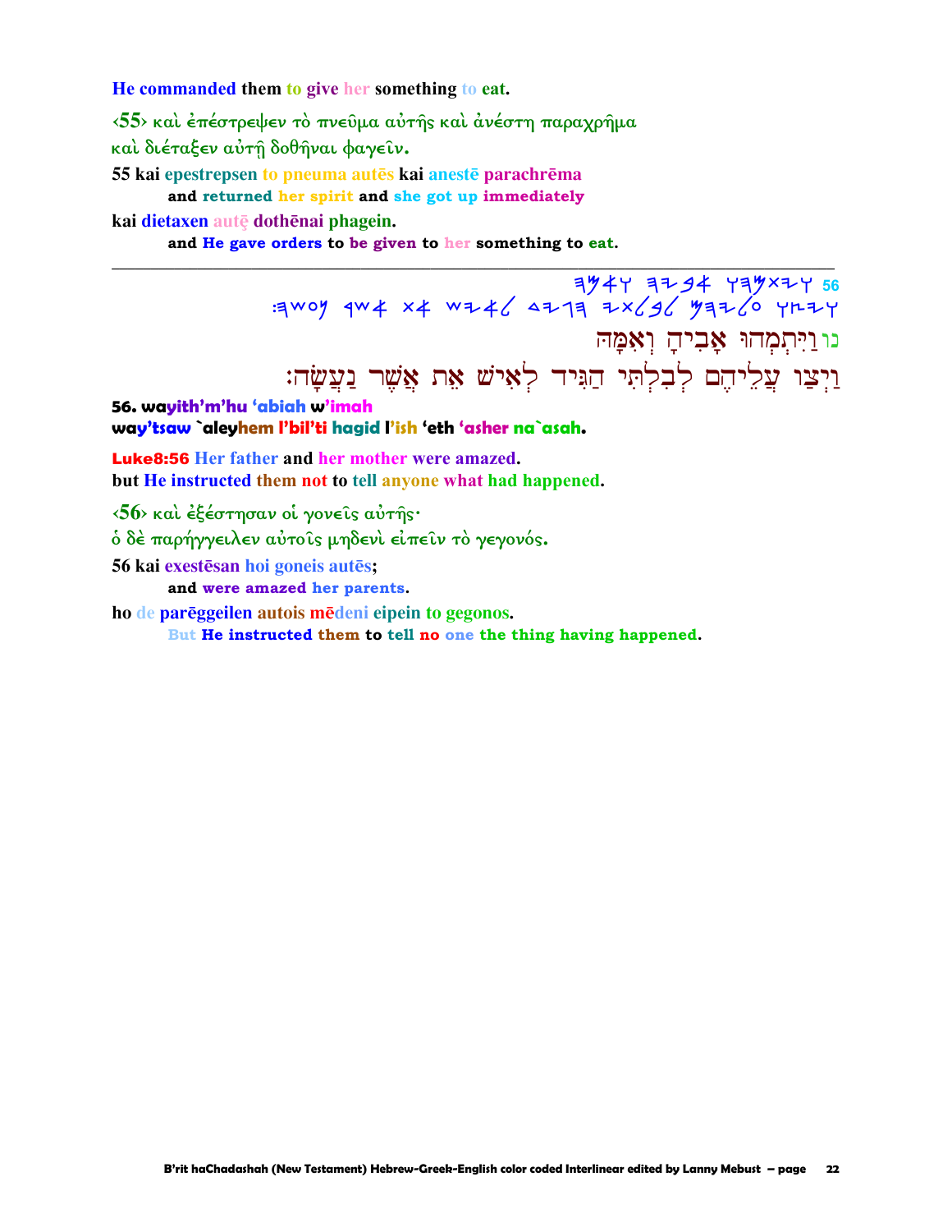He commanded them to give her something to eat.

‹55› καὶ ἐπέστρεψεν τὸ πνεῦμα αὐτῆς καὶ ἀνέστη παραχρῆμα καὶ διέταξεν αὐτῇ δοθῆναι φαγεῖν.

55 kai epestrepsen to pneuma autēs kai anestē parachrēma
and returned her spirit and she got up immediately

kai dietaxen autę̄ dothēnai phagein.
and He gave orders to be given to her something to eat.

---

56 ויתמהו אביה ואמה
ויצו עליהם לבלתי הגיד לאיש את אשר נעשה:

נו וַיִּתְמְהוּ אָבִיהָ וְאִמָּהּ
וַיְצַו עֲלֵיהֶם לְבִלְתִּי הַגִּיד לְאִישׁ אֵת אֲשֶׁר נַעֲשָׂה:

**56. wayith'm'hu 'abiah w'imah**
**way'tsaw `aleyhem l'bil'ti hagid l'ish 'eth 'asher na`asah.**

**Luke8:56** Her father and her mother were amazed.
but He instructed them not to tell anyone what had happened.

‹56› καὶ ἐξέστησαν οἱ γονεῖς αὐτῆς·
ὁ δὲ παρήγγειλεν αὐτοῖς μηδενὶ εἰπεῖν τὸ γεγονός.

56 kai exestēsan hoi goneis autēs;
and were amazed her parents.

ho de parēggeilen autois mēdeni eipein to gegonos.
But He instructed them to tell no one the thing having happened.